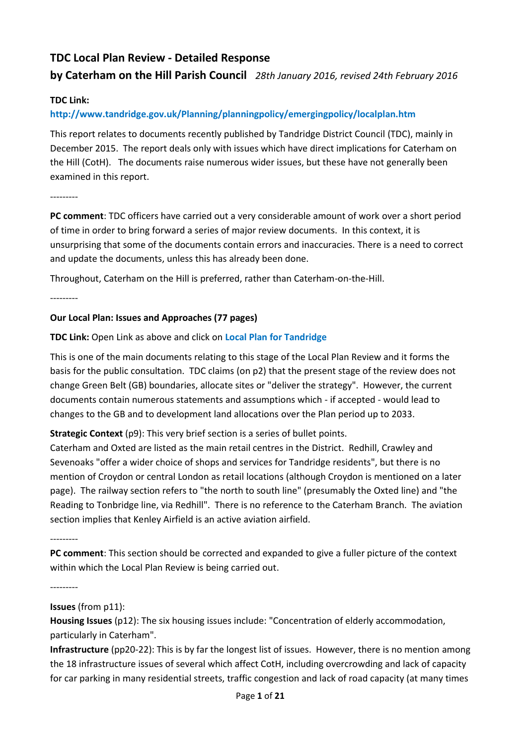# TDC Local Plan Review - Detailed Response

## by Caterham on the Hill Parish Council *28th January 2016, revised 24th February 2016*

**TDC Link:**
**http://www.tandridge.gov.uk/Planning/planningpolicy/emergingpolicy/localplan.htm**

This report relates to documents recently published by Tandridge District Council (TDC), mainly in December 2015. The report deals only with issues which have direct implications for Caterham on the Hill (CotH). The documents raise numerous wider issues, but these have not generally been examined in this report.

---------

**PC comment**: TDC officers have carried out a very considerable amount of work over a short period of time in order to bring forward a series of major review documents. In this context, it is unsurprising that some of the documents contain errors and inaccuracies. There is a need to correct and update the documents, unless this has already been done.

Throughout, Caterham on the Hill is preferred, rather than Caterham-on-the-Hill.

---------

**Our Local Plan: Issues and Approaches (77 pages)**

**TDC Link:** Open Link as above and click on **Local Plan for Tandridge**

This is one of the main documents relating to this stage of the Local Plan Review and it forms the basis for the public consultation. TDC claims (on p2) that the present stage of the review does not change Green Belt (GB) boundaries, allocate sites or "deliver the strategy". However, the current documents contain numerous statements and assumptions which - if accepted - would lead to changes to the GB and to development land allocations over the Plan period up to 2033.

**Strategic Context** (p9): This very brief section is a series of bullet points.
Caterham and Oxted are listed as the main retail centres in the District. Redhill, Crawley and Sevenoaks "offer a wider choice of shops and services for Tandridge residents", but there is no mention of Croydon or central London as retail locations (although Croydon is mentioned on a later page). The railway section refers to "the north to south line" (presumably the Oxted line) and "the Reading to Tonbridge line, via Redhill". There is no reference to the Caterham Branch. The aviation section implies that Kenley Airfield is an active aviation airfield.

---------

**PC comment**: This section should be corrected and expanded to give a fuller picture of the context within which the Local Plan Review is being carried out.

---------

**Issues** (from p11):
**Housing Issues** (p12): The six housing issues include: "Concentration of elderly accommodation, particularly in Caterham".
**Infrastructure** (pp20-22): This is by far the longest list of issues. However, there is no mention among the 18 infrastructure issues of several which affect CotH, including overcrowding and lack of capacity for car parking in many residential streets, traffic congestion and lack of road capacity (at many times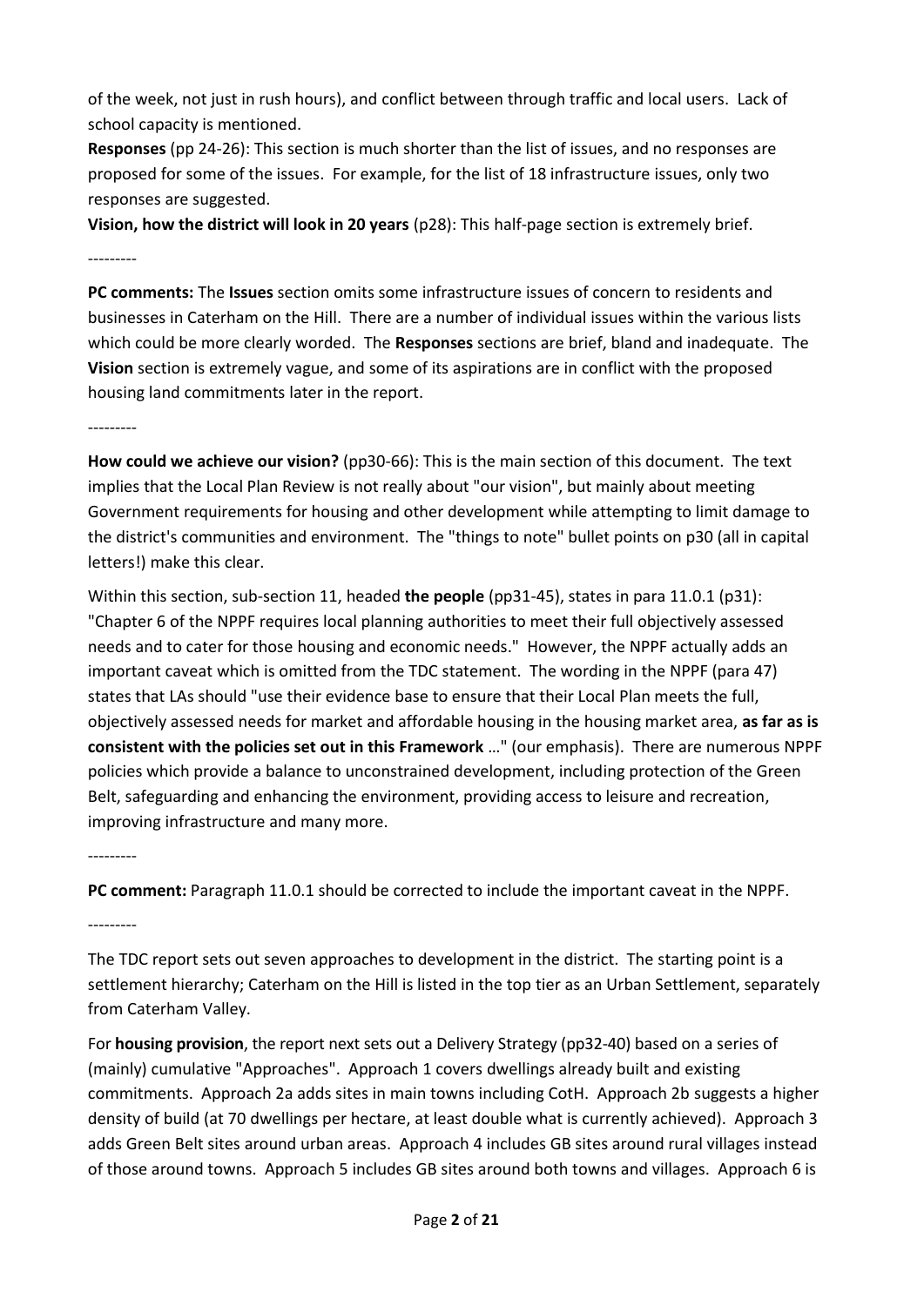of the week, not just in rush hours), and conflict between through traffic and local users. Lack of school capacity is mentioned.

**Responses** (pp 24-26): This section is much shorter than the list of issues, and no responses are proposed for some of the issues. For example, for the list of 18 infrastructure issues, only two responses are suggested.

**Vision, how the district will look in 20 years** (p28): This half-page section is extremely brief.

---------

**PC comments:** The **Issues** section omits some infrastructure issues of concern to residents and businesses in Caterham on the Hill. There are a number of individual issues within the various lists which could be more clearly worded. The **Responses** sections are brief, bland and inadequate. The **Vision** section is extremely vague, and some of its aspirations are in conflict with the proposed housing land commitments later in the report.

---------

**How could we achieve our vision?** (pp30-66): This is the main section of this document. The text implies that the Local Plan Review is not really about "our vision", but mainly about meeting Government requirements for housing and other development while attempting to limit damage to the district's communities and environment. The "things to note" bullet points on p30 (all in capital letters!) make this clear.

Within this section, sub-section 11, headed **the people** (pp31-45), states in para 11.0.1 (p31): "Chapter 6 of the NPPF requires local planning authorities to meet their full objectively assessed needs and to cater for those housing and economic needs." However, the NPPF actually adds an important caveat which is omitted from the TDC statement. The wording in the NPPF (para 47) states that LAs should "use their evidence base to ensure that their Local Plan meets the full, objectively assessed needs for market and affordable housing in the housing market area, **as far as is consistent with the policies set out in this Framework** …" (our emphasis). There are numerous NPPF policies which provide a balance to unconstrained development, including protection of the Green Belt, safeguarding and enhancing the environment, providing access to leisure and recreation, improving infrastructure and many more.

---------

**PC comment:** Paragraph 11.0.1 should be corrected to include the important caveat in the NPPF.

---------

The TDC report sets out seven approaches to development in the district. The starting point is a settlement hierarchy; Caterham on the Hill is listed in the top tier as an Urban Settlement, separately from Caterham Valley.

For **housing provision**, the report next sets out a Delivery Strategy (pp32-40) based on a series of (mainly) cumulative "Approaches". Approach 1 covers dwellings already built and existing commitments. Approach 2a adds sites in main towns including CotH. Approach 2b suggests a higher density of build (at 70 dwellings per hectare, at least double what is currently achieved). Approach 3 adds Green Belt sites around urban areas. Approach 4 includes GB sites around rural villages instead of those around towns. Approach 5 includes GB sites around both towns and villages. Approach 6 is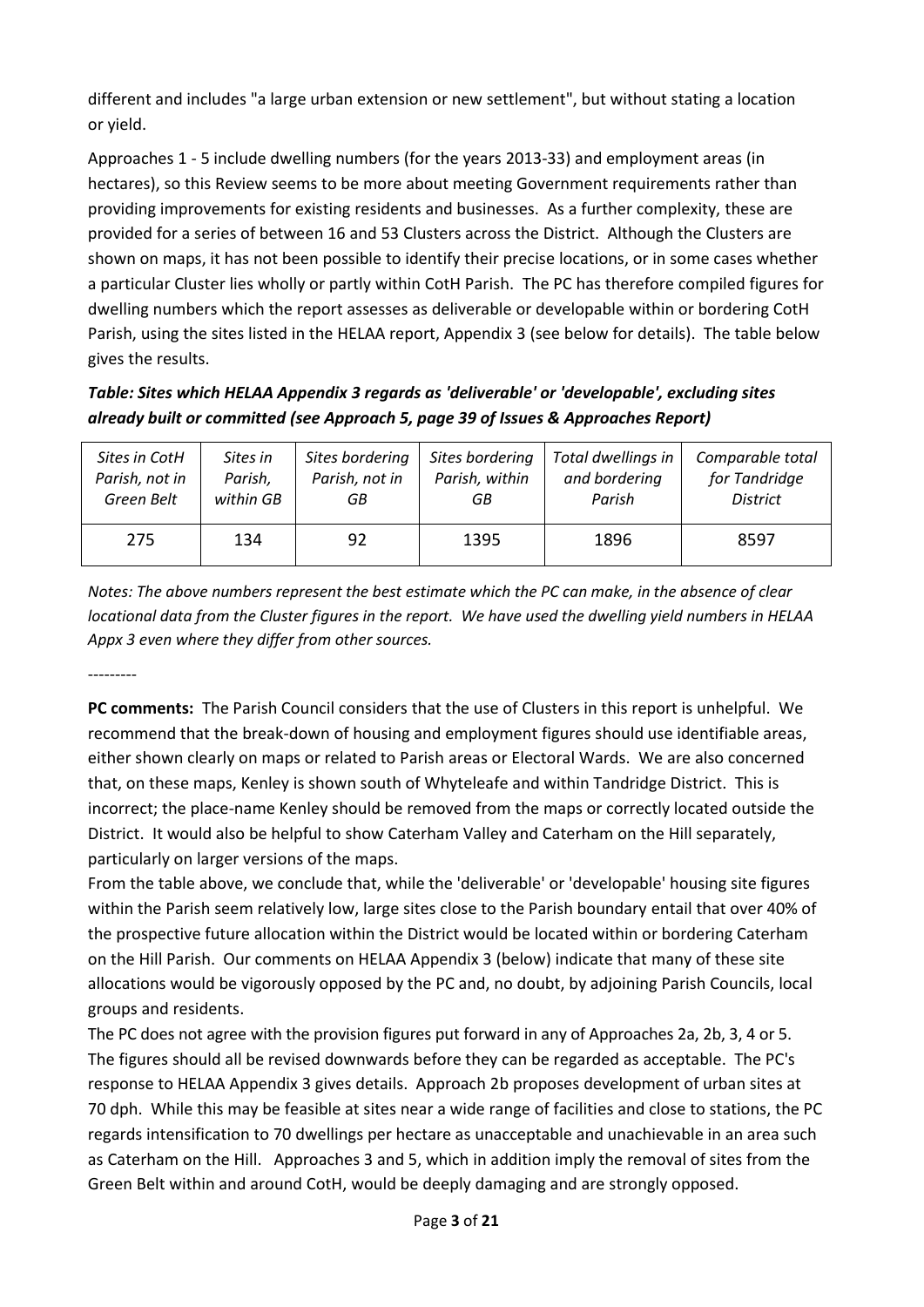different and includes "a large urban extension or new settlement", but without stating a location or yield.

Approaches 1 - 5 include dwelling numbers (for the years 2013-33) and employment areas (in hectares), so this Review seems to be more about meeting Government requirements rather than providing improvements for existing residents and businesses. As a further complexity, these are provided for a series of between 16 and 53 Clusters across the District. Although the Clusters are shown on maps, it has not been possible to identify their precise locations, or in some cases whether a particular Cluster lies wholly or partly within CotH Parish. The PC has therefore compiled figures for dwelling numbers which the report assesses as deliverable or developable within or bordering CotH Parish, using the sites listed in the HELAA report, Appendix 3 (see below for details). The table below gives the results.

***Table: Sites which HELAA Appendix 3 regards as 'deliverable' or 'developable', excluding sites already built or committed (see Approach 5, page 39 of Issues & Approaches Report)***

| *Sites in CotH Parish, not in Green Belt* | *Sites in Parish, within GB* | *Sites bordering Parish, not in GB* | *Sites bordering Parish, within GB* | *Total dwellings in and bordering Parish* | *Comparable total for Tandridge District* |
|---|---|---|---|---|---|
| 275 | 134 | 92 | 1395 | 1896 | 8597 |

*Notes: The above numbers represent the best estimate which the PC can make, in the absence of clear locational data from the Cluster figures in the report. We have used the dwelling yield numbers in HELAA Appx 3 even where they differ from other sources.*

---------

**PC comments:** The Parish Council considers that the use of Clusters in this report is unhelpful. We recommend that the break-down of housing and employment figures should use identifiable areas, either shown clearly on maps or related to Parish areas or Electoral Wards. We are also concerned that, on these maps, Kenley is shown south of Whyteleafe and within Tandridge District. This is incorrect; the place-name Kenley should be removed from the maps or correctly located outside the District. It would also be helpful to show Caterham Valley and Caterham on the Hill separately, particularly on larger versions of the maps.

From the table above, we conclude that, while the 'deliverable' or 'developable' housing site figures within the Parish seem relatively low, large sites close to the Parish boundary entail that over 40% of the prospective future allocation within the District would be located within or bordering Caterham on the Hill Parish. Our comments on HELAA Appendix 3 (below) indicate that many of these site allocations would be vigorously opposed by the PC and, no doubt, by adjoining Parish Councils, local groups and residents.

The PC does not agree with the provision figures put forward in any of Approaches 2a, 2b, 3, 4 or 5. The figures should all be revised downwards before they can be regarded as acceptable. The PC's response to HELAA Appendix 3 gives details. Approach 2b proposes development of urban sites at 70 dph. While this may be feasible at sites near a wide range of facilities and close to stations, the PC regards intensification to 70 dwellings per hectare as unacceptable and unachievable in an area such as Caterham on the Hill. Approaches 3 and 5, which in addition imply the removal of sites from the Green Belt within and around CotH, would be deeply damaging and are strongly opposed.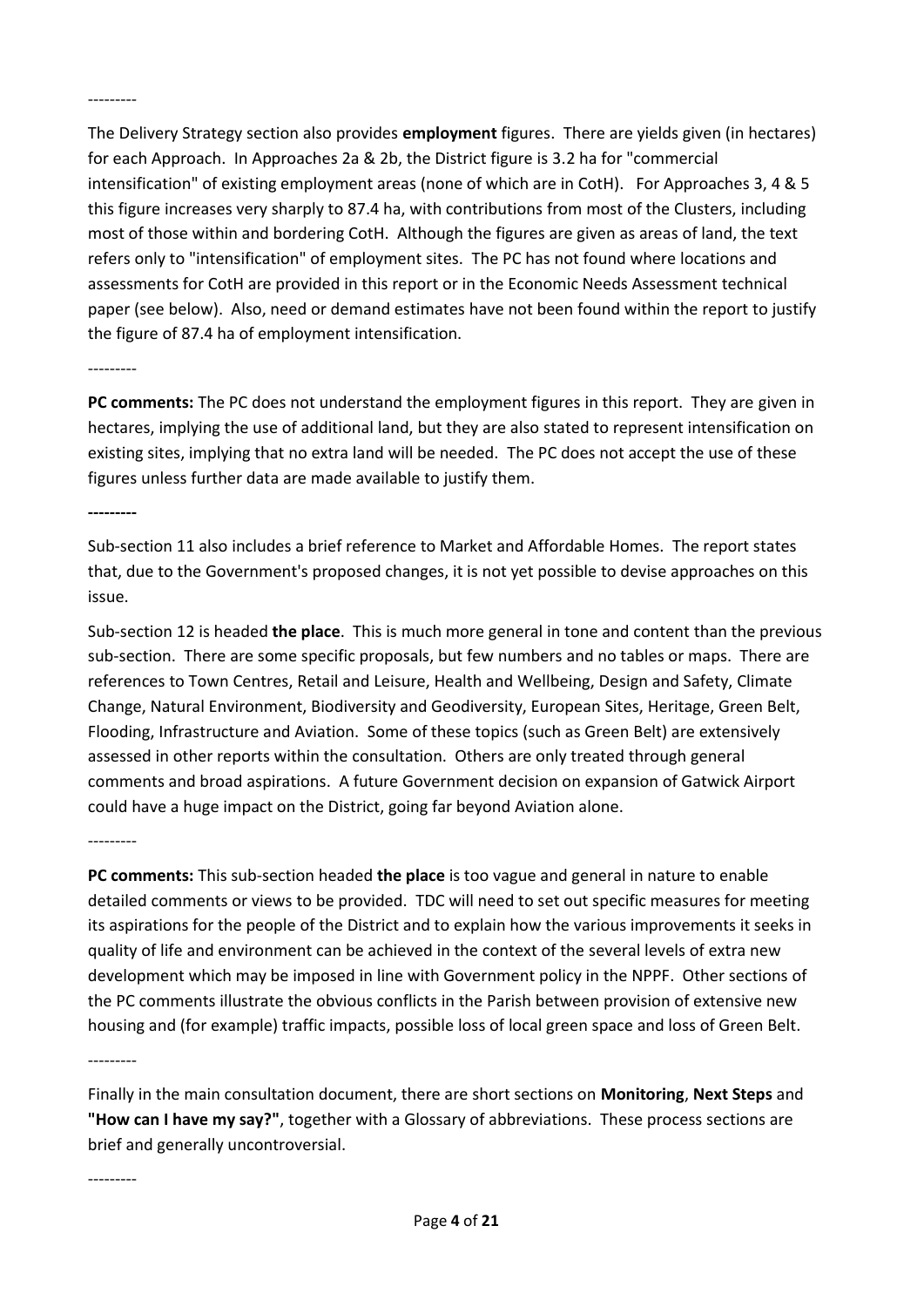---------

The Delivery Strategy section also provides **employment** figures. There are yields given (in hectares) for each Approach. In Approaches 2a & 2b, the District figure is 3.2 ha for "commercial intensification" of existing employment areas (none of which are in CotH). For Approaches 3, 4 & 5 this figure increases very sharply to 87.4 ha, with contributions from most of the Clusters, including most of those within and bordering CotH. Although the figures are given as areas of land, the text refers only to "intensification" of employment sites. The PC has not found where locations and assessments for CotH are provided in this report or in the Economic Needs Assessment technical paper (see below). Also, need or demand estimates have not been found within the report to justify the figure of 87.4 ha of employment intensification.

---------

**PC comments:** The PC does not understand the employment figures in this report. They are given in hectares, implying the use of additional land, but they are also stated to represent intensification on existing sites, implying that no extra land will be needed. The PC does not accept the use of these figures unless further data are made available to justify them.

**---------**

Sub-section 11 also includes a brief reference to Market and Affordable Homes. The report states that, due to the Government's proposed changes, it is not yet possible to devise approaches on this issue.

Sub-section 12 is headed **the place**. This is much more general in tone and content than the previous sub-section. There are some specific proposals, but few numbers and no tables or maps. There are references to Town Centres, Retail and Leisure, Health and Wellbeing, Design and Safety, Climate Change, Natural Environment, Biodiversity and Geodiversity, European Sites, Heritage, Green Belt, Flooding, Infrastructure and Aviation. Some of these topics (such as Green Belt) are extensively assessed in other reports within the consultation. Others are only treated through general comments and broad aspirations. A future Government decision on expansion of Gatwick Airport could have a huge impact on the District, going far beyond Aviation alone.

---------

**PC comments:** This sub-section headed **the place** is too vague and general in nature to enable detailed comments or views to be provided. TDC will need to set out specific measures for meeting its aspirations for the people of the District and to explain how the various improvements it seeks in quality of life and environment can be achieved in the context of the several levels of extra new development which may be imposed in line with Government policy in the NPPF. Other sections of the PC comments illustrate the obvious conflicts in the Parish between provision of extensive new housing and (for example) traffic impacts, possible loss of local green space and loss of Green Belt.

---------

Finally in the main consultation document, there are short sections on **Monitoring**, **Next Steps** and **"How can I have my say?"**, together with a Glossary of abbreviations. These process sections are brief and generally uncontroversial.

---------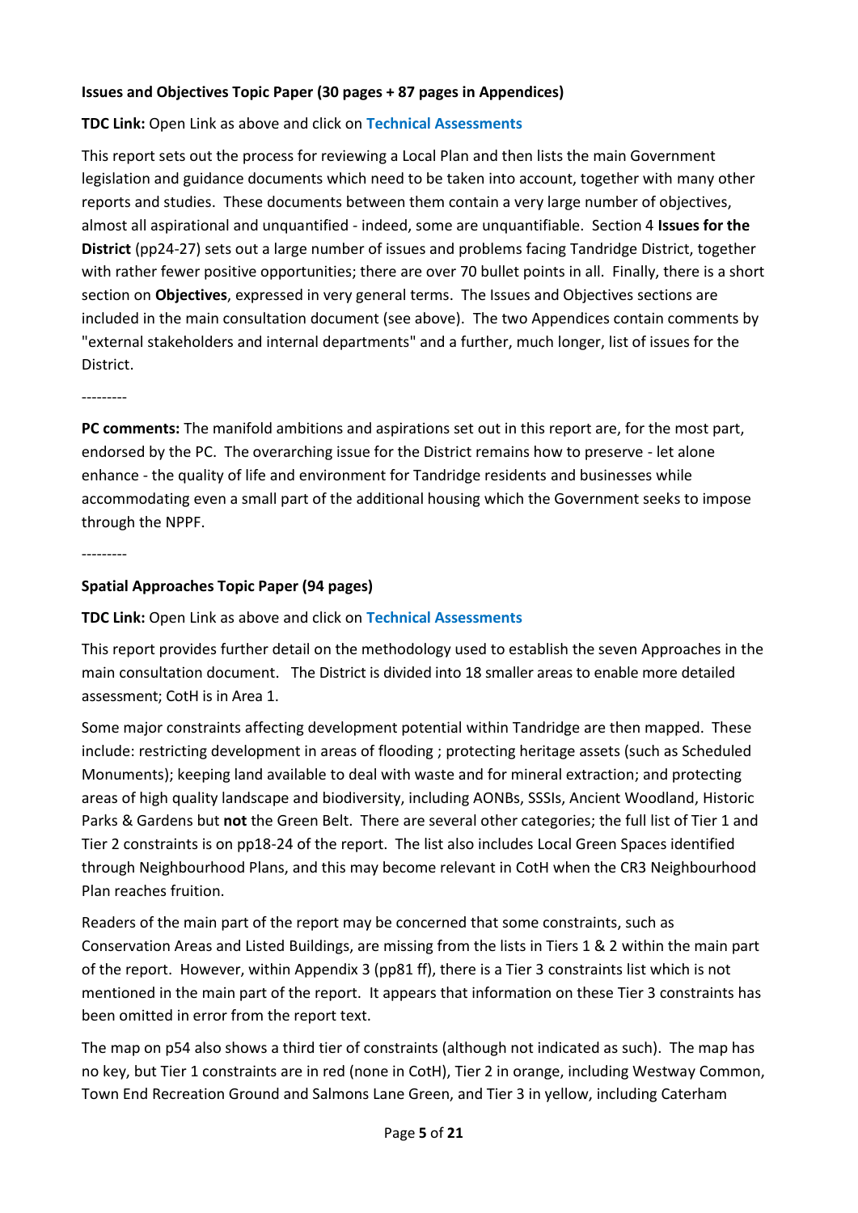**Issues and Objectives Topic Paper (30 pages + 87 pages in Appendices)**

**TDC Link:** Open Link as above and click on **Technical Assessments**

This report sets out the process for reviewing a Local Plan and then lists the main Government legislation and guidance documents which need to be taken into account, together with many other reports and studies. These documents between them contain a very large number of objectives, almost all aspirational and unquantified - indeed, some are unquantifiable. Section 4 **Issues for the District** (pp24-27) sets out a large number of issues and problems facing Tandridge District, together with rather fewer positive opportunities; there are over 70 bullet points in all. Finally, there is a short section on **Objectives**, expressed in very general terms. The Issues and Objectives sections are included in the main consultation document (see above). The two Appendices contain comments by "external stakeholders and internal departments" and a further, much longer, list of issues for the District.

---------

**PC comments:** The manifold ambitions and aspirations set out in this report are, for the most part, endorsed by the PC. The overarching issue for the District remains how to preserve - let alone enhance - the quality of life and environment for Tandridge residents and businesses while accommodating even a small part of the additional housing which the Government seeks to impose through the NPPF.

---------

**Spatial Approaches Topic Paper (94 pages)**

**TDC Link:** Open Link as above and click on **Technical Assessments**

This report provides further detail on the methodology used to establish the seven Approaches in the main consultation document. The District is divided into 18 smaller areas to enable more detailed assessment; CotH is in Area 1.

Some major constraints affecting development potential within Tandridge are then mapped. These include: restricting development in areas of flooding ; protecting heritage assets (such as Scheduled Monuments); keeping land available to deal with waste and for mineral extraction; and protecting areas of high quality landscape and biodiversity, including AONBs, SSSIs, Ancient Woodland, Historic Parks & Gardens but **not** the Green Belt. There are several other categories; the full list of Tier 1 and Tier 2 constraints is on pp18-24 of the report. The list also includes Local Green Spaces identified through Neighbourhood Plans, and this may become relevant in CotH when the CR3 Neighbourhood Plan reaches fruition.

Readers of the main part of the report may be concerned that some constraints, such as Conservation Areas and Listed Buildings, are missing from the lists in Tiers 1 & 2 within the main part of the report. However, within Appendix 3 (pp81 ff), there is a Tier 3 constraints list which is not mentioned in the main part of the report. It appears that information on these Tier 3 constraints has been omitted in error from the report text.

The map on p54 also shows a third tier of constraints (although not indicated as such). The map has no key, but Tier 1 constraints are in red (none in CotH), Tier 2 in orange, including Westway Common, Town End Recreation Ground and Salmons Lane Green, and Tier 3 in yellow, including Caterham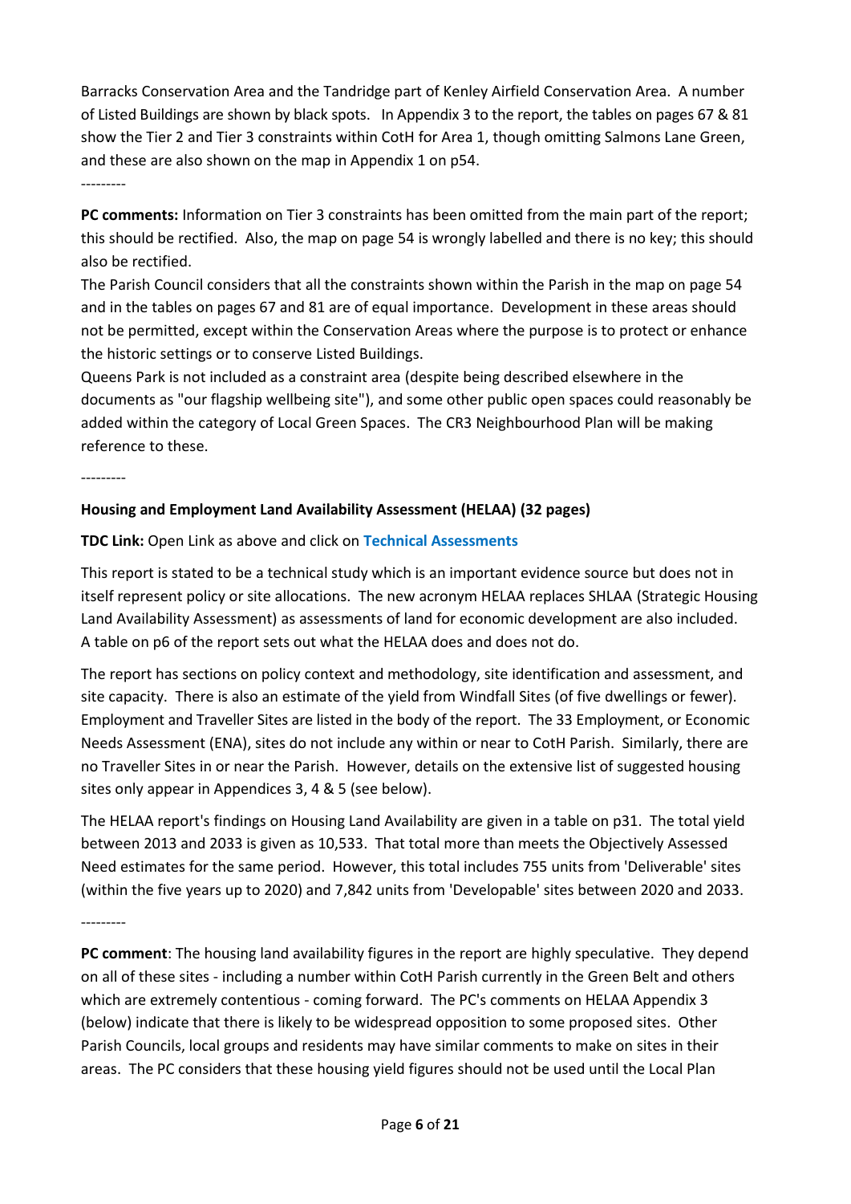Barracks Conservation Area and the Tandridge part of Kenley Airfield Conservation Area. A number of Listed Buildings are shown by black spots. In Appendix 3 to the report, the tables on pages 67 & 81 show the Tier 2 and Tier 3 constraints within CotH for Area 1, though omitting Salmons Lane Green, and these are also shown on the map in Appendix 1 on p54.

---------

**PC comments:** Information on Tier 3 constraints has been omitted from the main part of the report; this should be rectified. Also, the map on page 54 is wrongly labelled and there is no key; this should also be rectified.

The Parish Council considers that all the constraints shown within the Parish in the map on page 54 and in the tables on pages 67 and 81 are of equal importance. Development in these areas should not be permitted, except within the Conservation Areas where the purpose is to protect or enhance the historic settings or to conserve Listed Buildings.

Queens Park is not included as a constraint area (despite being described elsewhere in the documents as "our flagship wellbeing site"), and some other public open spaces could reasonably be added within the category of Local Green Spaces. The CR3 Neighbourhood Plan will be making reference to these.

---------

**Housing and Employment Land Availability Assessment (HELAA) (32 pages)**

**TDC Link:** Open Link as above and click on **Technical Assessments**

This report is stated to be a technical study which is an important evidence source but does not in itself represent policy or site allocations. The new acronym HELAA replaces SHLAA (Strategic Housing Land Availability Assessment) as assessments of land for economic development are also included. A table on p6 of the report sets out what the HELAA does and does not do.

The report has sections on policy context and methodology, site identification and assessment, and site capacity. There is also an estimate of the yield from Windfall Sites (of five dwellings or fewer). Employment and Traveller Sites are listed in the body of the report. The 33 Employment, or Economic Needs Assessment (ENA), sites do not include any within or near to CotH Parish. Similarly, there are no Traveller Sites in or near the Parish. However, details on the extensive list of suggested housing sites only appear in Appendices 3, 4 & 5 (see below).

The HELAA report's findings on Housing Land Availability are given in a table on p31. The total yield between 2013 and 2033 is given as 10,533. That total more than meets the Objectively Assessed Need estimates for the same period. However, this total includes 755 units from 'Deliverable' sites (within the five years up to 2020) and 7,842 units from 'Developable' sites between 2020 and 2033.

---------

**PC comment**: The housing land availability figures in the report are highly speculative. They depend on all of these sites - including a number within CotH Parish currently in the Green Belt and others which are extremely contentious - coming forward. The PC's comments on HELAA Appendix 3 (below) indicate that there is likely to be widespread opposition to some proposed sites. Other Parish Councils, local groups and residents may have similar comments to make on sites in their areas. The PC considers that these housing yield figures should not be used until the Local Plan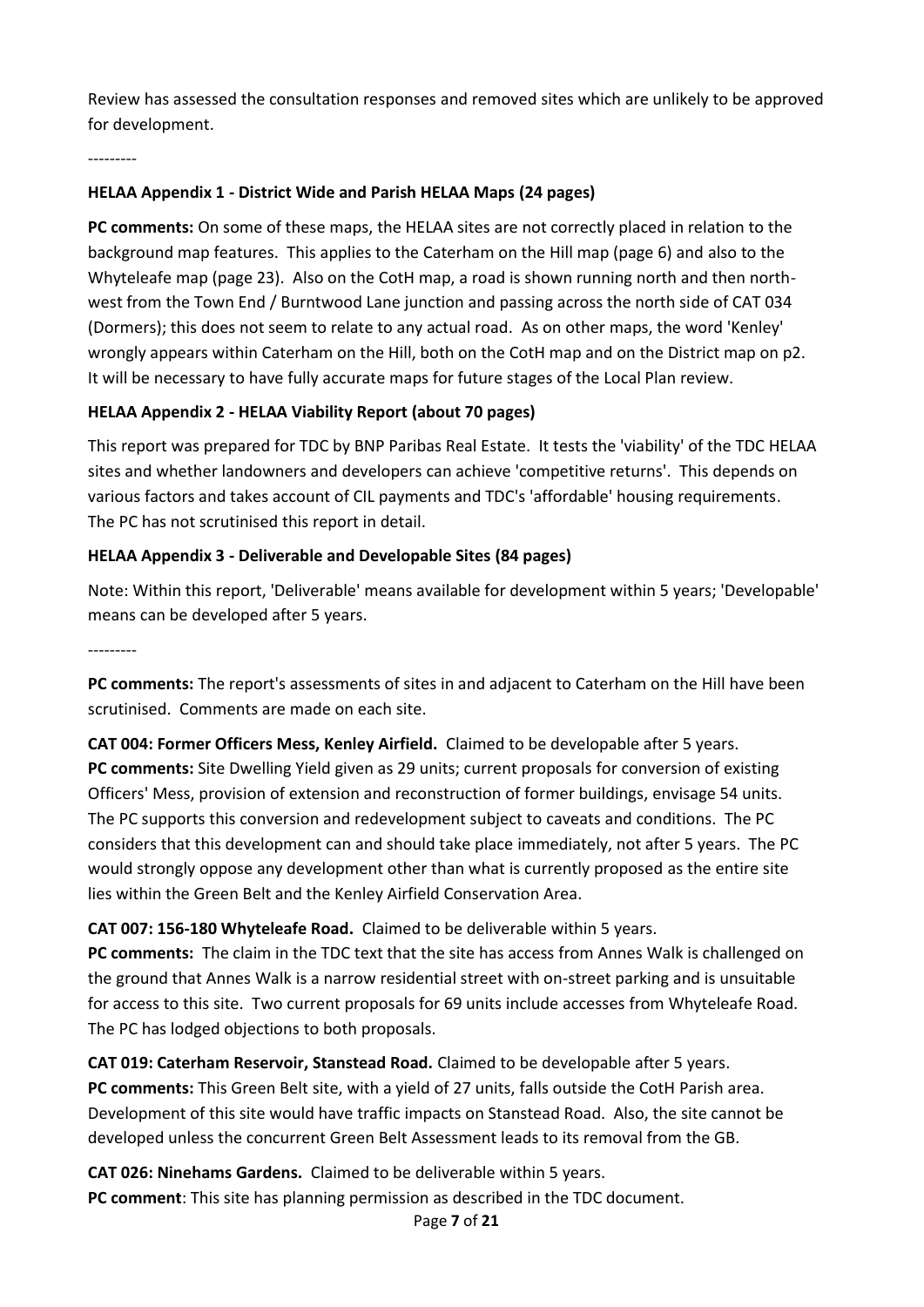Review has assessed the consultation responses and removed sites which are unlikely to be approved for development.

---------

**HELAA Appendix 1 - District Wide and Parish HELAA Maps (24 pages)**

**PC comments:** On some of these maps, the HELAA sites are not correctly placed in relation to the background map features. This applies to the Caterham on the Hill map (page 6) and also to the Whyteleafe map (page 23). Also on the CotH map, a road is shown running north and then north-west from the Town End / Burntwood Lane junction and passing across the north side of CAT 034 (Dormers); this does not seem to relate to any actual road. As on other maps, the word 'Kenley' wrongly appears within Caterham on the Hill, both on the CotH map and on the District map on p2. It will be necessary to have fully accurate maps for future stages of the Local Plan review.

**HELAA Appendix 2 - HELAA Viability Report (about 70 pages)**

This report was prepared for TDC by BNP Paribas Real Estate. It tests the 'viability' of the TDC HELAA sites and whether landowners and developers can achieve 'competitive returns'. This depends on various factors and takes account of CIL payments and TDC's 'affordable' housing requirements. The PC has not scrutinised this report in detail.

**HELAA Appendix 3 - Deliverable and Developable Sites (84 pages)**

Note: Within this report, 'Deliverable' means available for development within 5 years; 'Developable' means can be developed after 5 years.

---------

**PC comments:** The report's assessments of sites in and adjacent to Caterham on the Hill have been scrutinised. Comments are made on each site.

**CAT 004: Former Officers Mess, Kenley Airfield.** Claimed to be developable after 5 years.
**PC comments:** Site Dwelling Yield given as 29 units; current proposals for conversion of existing Officers' Mess, provision of extension and reconstruction of former buildings, envisage 54 units. The PC supports this conversion and redevelopment subject to caveats and conditions. The PC considers that this development can and should take place immediately, not after 5 years. The PC would strongly oppose any development other than what is currently proposed as the entire site lies within the Green Belt and the Kenley Airfield Conservation Area.

**CAT 007: 156-180 Whyteleafe Road.** Claimed to be deliverable within 5 years.
**PC comments:** The claim in the TDC text that the site has access from Annes Walk is challenged on the ground that Annes Walk is a narrow residential street with on-street parking and is unsuitable for access to this site. Two current proposals for 69 units include accesses from Whyteleafe Road. The PC has lodged objections to both proposals.

**CAT 019: Caterham Reservoir, Stanstead Road.** Claimed to be developable after 5 years.
**PC comments:** This Green Belt site, with a yield of 27 units, falls outside the CotH Parish area. Development of this site would have traffic impacts on Stanstead Road. Also, the site cannot be developed unless the concurrent Green Belt Assessment leads to its removal from the GB.

**CAT 026: Ninehams Gardens.** Claimed to be deliverable within 5 years.
**PC comment**: This site has planning permission as described in the TDC document.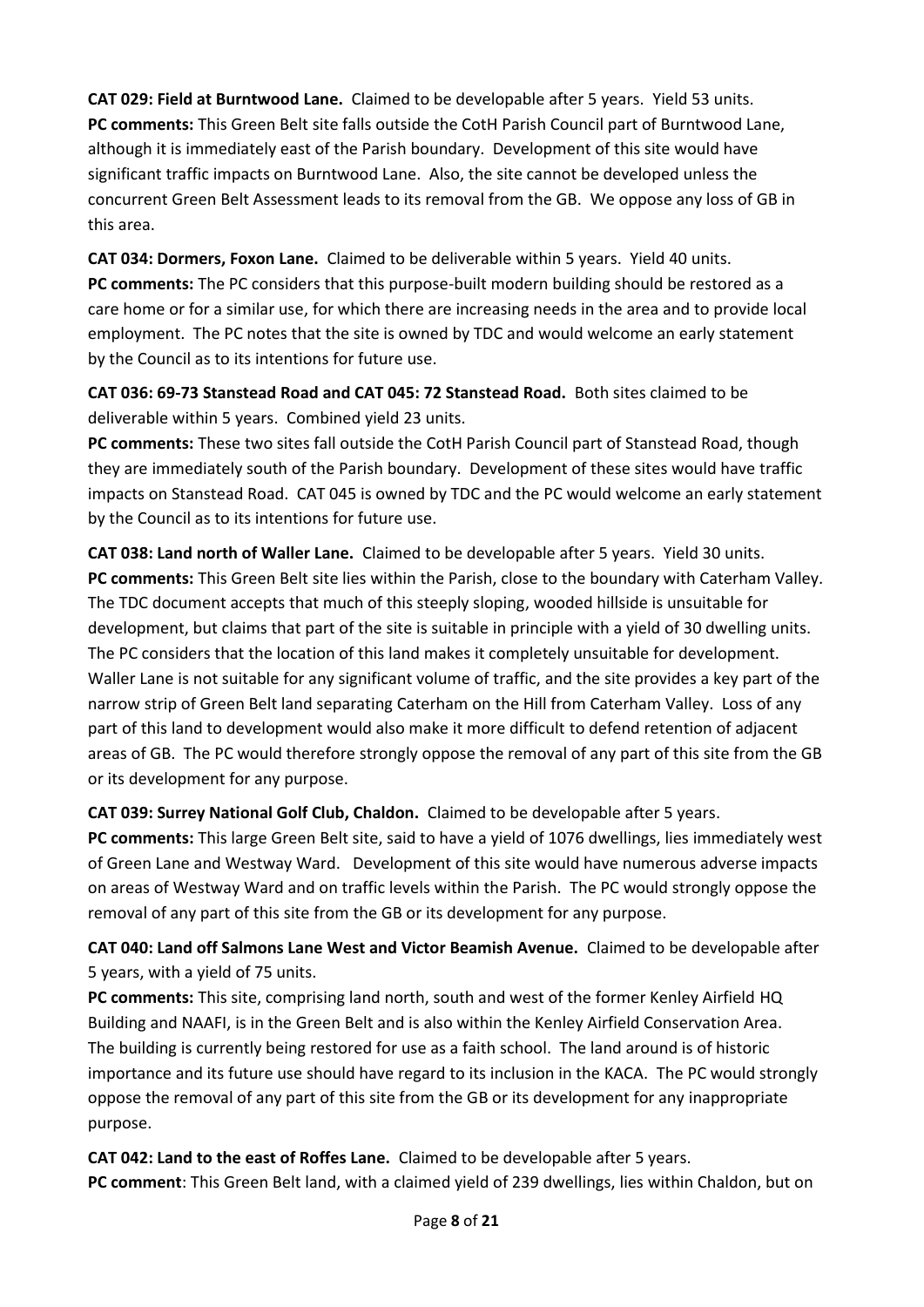**CAT 029: Field at Burntwood Lane.** Claimed to be developable after 5 years. Yield 53 units.
**PC comments:** This Green Belt site falls outside the CotH Parish Council part of Burntwood Lane, although it is immediately east of the Parish boundary. Development of this site would have significant traffic impacts on Burntwood Lane. Also, the site cannot be developed unless the concurrent Green Belt Assessment leads to its removal from the GB. We oppose any loss of GB in this area.

**CAT 034: Dormers, Foxon Lane.** Claimed to be deliverable within 5 years. Yield 40 units.
**PC comments:** The PC considers that this purpose-built modern building should be restored as a care home or for a similar use, for which there are increasing needs in the area and to provide local employment. The PC notes that the site is owned by TDC and would welcome an early statement by the Council as to its intentions for future use.

**CAT 036: 69-73 Stanstead Road and CAT 045: 72 Stanstead Road.** Both sites claimed to be deliverable within 5 years. Combined yield 23 units.
**PC comments:** These two sites fall outside the CotH Parish Council part of Stanstead Road, though they are immediately south of the Parish boundary. Development of these sites would have traffic impacts on Stanstead Road. CAT 045 is owned by TDC and the PC would welcome an early statement by the Council as to its intentions for future use.

**CAT 038: Land north of Waller Lane.** Claimed to be developable after 5 years. Yield 30 units.
**PC comments:** This Green Belt site lies within the Parish, close to the boundary with Caterham Valley. The TDC document accepts that much of this steeply sloping, wooded hillside is unsuitable for development, but claims that part of the site is suitable in principle with a yield of 30 dwelling units. The PC considers that the location of this land makes it completely unsuitable for development. Waller Lane is not suitable for any significant volume of traffic, and the site provides a key part of the narrow strip of Green Belt land separating Caterham on the Hill from Caterham Valley. Loss of any part of this land to development would also make it more difficult to defend retention of adjacent areas of GB. The PC would therefore strongly oppose the removal of any part of this site from the GB or its development for any purpose.

**CAT 039: Surrey National Golf Club, Chaldon.** Claimed to be developable after 5 years.
**PC comments:** This large Green Belt site, said to have a yield of 1076 dwellings, lies immediately west of Green Lane and Westway Ward. Development of this site would have numerous adverse impacts on areas of Westway Ward and on traffic levels within the Parish. The PC would strongly oppose the removal of any part of this site from the GB or its development for any purpose.

**CAT 040: Land off Salmons Lane West and Victor Beamish Avenue.** Claimed to be developable after 5 years, with a yield of 75 units.
**PC comments:** This site, comprising land north, south and west of the former Kenley Airfield HQ Building and NAAFI, is in the Green Belt and is also within the Kenley Airfield Conservation Area. The building is currently being restored for use as a faith school. The land around is of historic importance and its future use should have regard to its inclusion in the KACA. The PC would strongly oppose the removal of any part of this site from the GB or its development for any inappropriate purpose.

**CAT 042: Land to the east of Roffes Lane.** Claimed to be developable after 5 years.
**PC comment**: This Green Belt land, with a claimed yield of 239 dwellings, lies within Chaldon, but on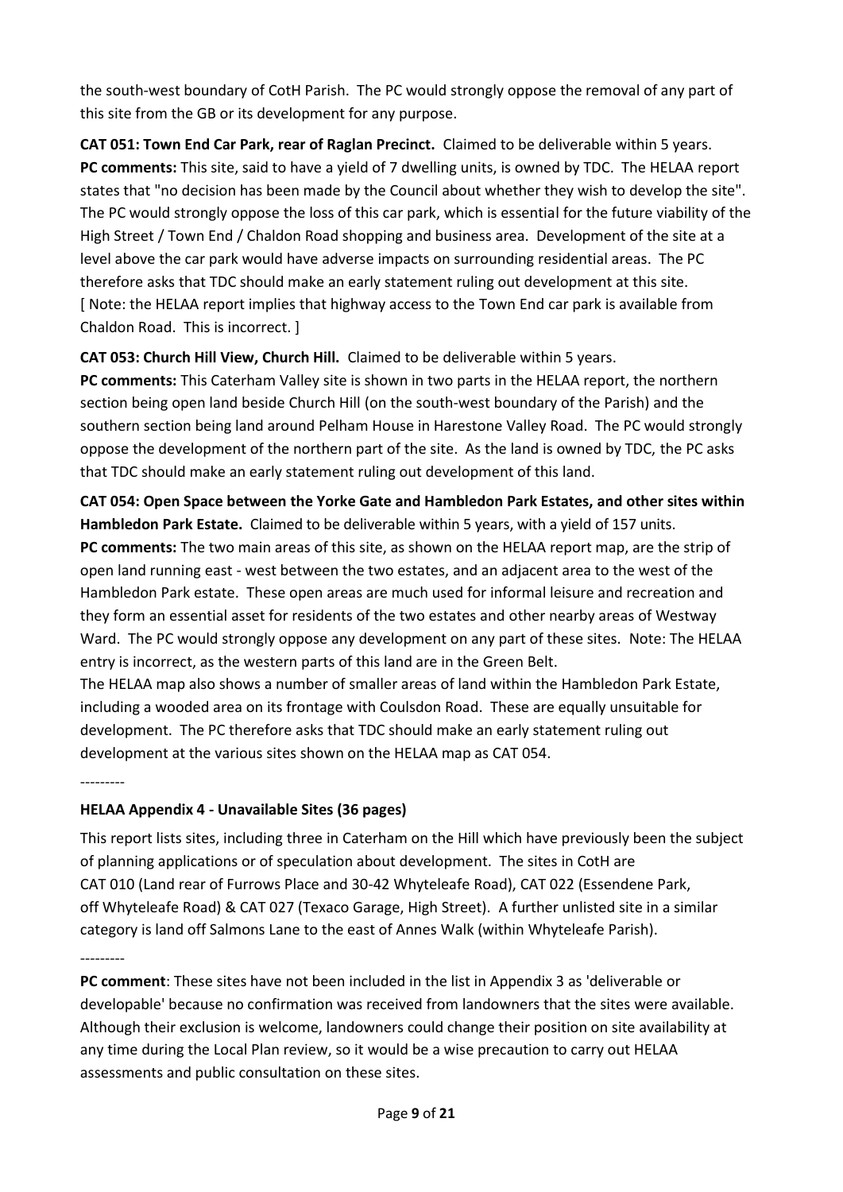the south-west boundary of CotH Parish. The PC would strongly oppose the removal of any part of this site from the GB or its development for any purpose.

**CAT 051: Town End Car Park, rear of Raglan Precinct.** Claimed to be deliverable within 5 years.
**PC comments:** This site, said to have a yield of 7 dwelling units, is owned by TDC. The HELAA report states that "no decision has been made by the Council about whether they wish to develop the site". The PC would strongly oppose the loss of this car park, which is essential for the future viability of the High Street / Town End / Chaldon Road shopping and business area. Development of the site at a level above the car park would have adverse impacts on surrounding residential areas. The PC therefore asks that TDC should make an early statement ruling out development at this site.
[ Note: the HELAA report implies that highway access to the Town End car park is available from Chaldon Road. This is incorrect. ]

**CAT 053: Church Hill View, Church Hill.** Claimed to be deliverable within 5 years.
**PC comments:** This Caterham Valley site is shown in two parts in the HELAA report, the northern section being open land beside Church Hill (on the south-west boundary of the Parish) and the southern section being land around Pelham House in Harestone Valley Road. The PC would strongly oppose the development of the northern part of the site. As the land is owned by TDC, the PC asks that TDC should make an early statement ruling out development of this land.

**CAT 054: Open Space between the Yorke Gate and Hambledon Park Estates, and other sites within Hambledon Park Estate.** Claimed to be deliverable within 5 years, with a yield of 157 units.
**PC comments:** The two main areas of this site, as shown on the HELAA report map, are the strip of open land running east - west between the two estates, and an adjacent area to the west of the Hambledon Park estate. These open areas are much used for informal leisure and recreation and they form an essential asset for residents of the two estates and other nearby areas of Westway Ward. The PC would strongly oppose any development on any part of these sites. Note: The HELAA entry is incorrect, as the western parts of this land are in the Green Belt.
The HELAA map also shows a number of smaller areas of land within the Hambledon Park Estate, including a wooded area on its frontage with Coulsdon Road. These are equally unsuitable for development. The PC therefore asks that TDC should make an early statement ruling out development at the various sites shown on the HELAA map as CAT 054.

---------

**HELAA Appendix 4 - Unavailable Sites (36 pages)**

This report lists sites, including three in Caterham on the Hill which have previously been the subject of planning applications or of speculation about development. The sites in CotH are CAT 010 (Land rear of Furrows Place and 30-42 Whyteleafe Road), CAT 022 (Essendene Park, off Whyteleafe Road) & CAT 027 (Texaco Garage, High Street). A further unlisted site in a similar category is land off Salmons Lane to the east of Annes Walk (within Whyteleafe Parish).

---------

**PC comment**: These sites have not been included in the list in Appendix 3 as 'deliverable or developable' because no confirmation was received from landowners that the sites were available. Although their exclusion is welcome, landowners could change their position on site availability at any time during the Local Plan review, so it would be a wise precaution to carry out HELAA assessments and public consultation on these sites.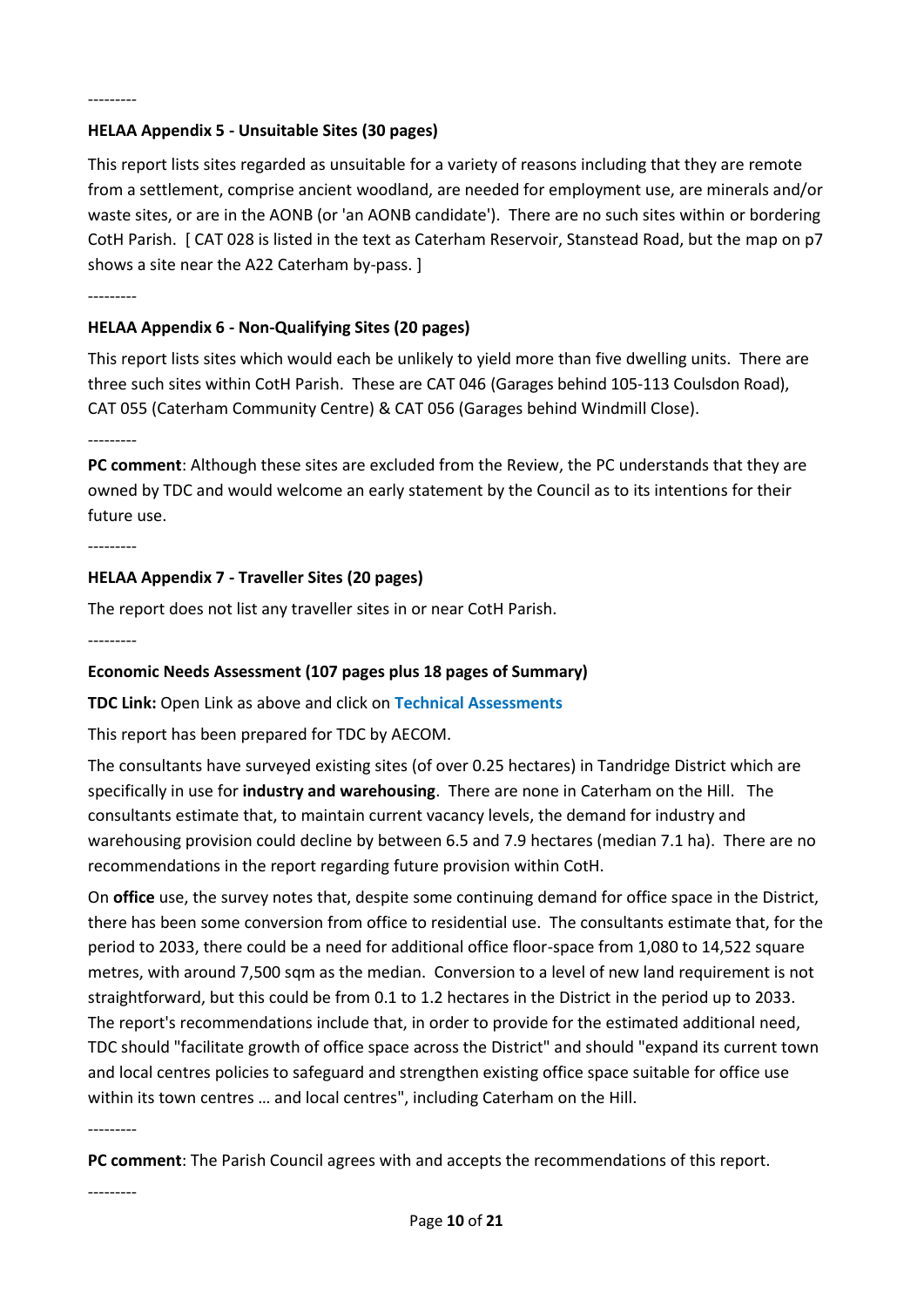---------

**HELAA Appendix 5 - Unsuitable Sites (30 pages)**

This report lists sites regarded as unsuitable for a variety of reasons including that they are remote from a settlement, comprise ancient woodland, are needed for employment use, are minerals and/or waste sites, or are in the AONB (or 'an AONB candidate'). There are no such sites within or bordering CotH Parish. [ CAT 028 is listed in the text as Caterham Reservoir, Stanstead Road, but the map on p7 shows a site near the A22 Caterham by-pass. ]

---------

**HELAA Appendix 6 - Non-Qualifying Sites (20 pages)**

This report lists sites which would each be unlikely to yield more than five dwelling units. There are three such sites within CotH Parish. These are CAT 046 (Garages behind 105-113 Coulsdon Road), CAT 055 (Caterham Community Centre) & CAT 056 (Garages behind Windmill Close).

---------

**PC comment**: Although these sites are excluded from the Review, the PC understands that they are owned by TDC and would welcome an early statement by the Council as to its intentions for their future use.

---------

**HELAA Appendix 7 - Traveller Sites (20 pages)**

The report does not list any traveller sites in or near CotH Parish.

---------

**Economic Needs Assessment (107 pages plus 18 pages of Summary)**

**TDC Link:** Open Link as above and click on **Technical Assessments**

This report has been prepared for TDC by AECOM.

The consultants have surveyed existing sites (of over 0.25 hectares) in Tandridge District which are specifically in use for **industry and warehousing**. There are none in Caterham on the Hill. The consultants estimate that, to maintain current vacancy levels, the demand for industry and warehousing provision could decline by between 6.5 and 7.9 hectares (median 7.1 ha). There are no recommendations in the report regarding future provision within CotH.

On **office** use, the survey notes that, despite some continuing demand for office space in the District, there has been some conversion from office to residential use. The consultants estimate that, for the period to 2033, there could be a need for additional office floor-space from 1,080 to 14,522 square metres, with around 7,500 sqm as the median. Conversion to a level of new land requirement is not straightforward, but this could be from 0.1 to 1.2 hectares in the District in the period up to 2033. The report's recommendations include that, in order to provide for the estimated additional need, TDC should "facilitate growth of office space across the District" and should "expand its current town and local centres policies to safeguard and strengthen existing office space suitable for office use within its town centres … and local centres", including Caterham on the Hill.

---------

**PC comment**: The Parish Council agrees with and accepts the recommendations of this report.

---------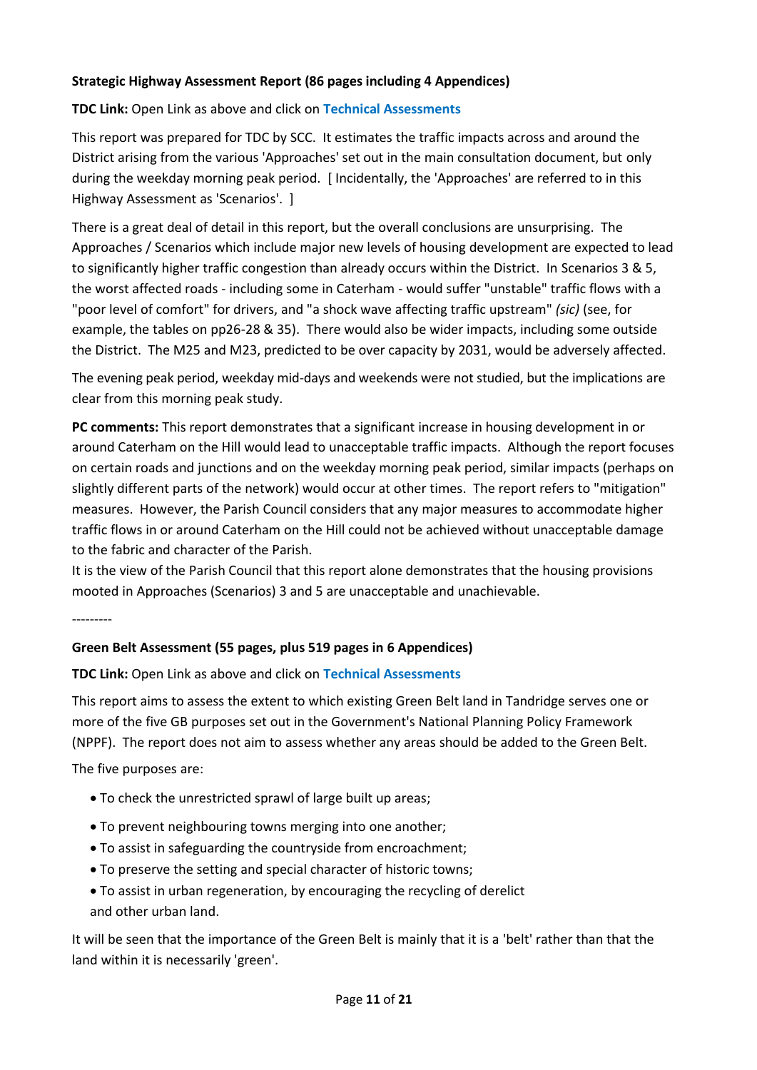**Strategic Highway Assessment Report (86 pages including 4 Appendices)**

**TDC Link:** Open Link as above and click on **Technical Assessments**

This report was prepared for TDC by SCC. It estimates the traffic impacts across and around the District arising from the various 'Approaches' set out in the main consultation document, but only during the weekday morning peak period. [ Incidentally, the 'Approaches' are referred to in this Highway Assessment as 'Scenarios'. ]

There is a great deal of detail in this report, but the overall conclusions are unsurprising. The Approaches / Scenarios which include major new levels of housing development are expected to lead to significantly higher traffic congestion than already occurs within the District. In Scenarios 3 & 5, the worst affected roads - including some in Caterham - would suffer "unstable" traffic flows with a "poor level of comfort" for drivers, and "a shock wave affecting traffic upstream" *(sic)* (see, for example, the tables on pp26-28 & 35). There would also be wider impacts, including some outside the District. The M25 and M23, predicted to be over capacity by 2031, would be adversely affected.

The evening peak period, weekday mid-days and weekends were not studied, but the implications are clear from this morning peak study.

**PC comments:** This report demonstrates that a significant increase in housing development in or around Caterham on the Hill would lead to unacceptable traffic impacts. Although the report focuses on certain roads and junctions and on the weekday morning peak period, similar impacts (perhaps on slightly different parts of the network) would occur at other times. The report refers to "mitigation" measures. However, the Parish Council considers that any major measures to accommodate higher traffic flows in or around Caterham on the Hill could not be achieved without unacceptable damage to the fabric and character of the Parish.

It is the view of the Parish Council that this report alone demonstrates that the housing provisions mooted in Approaches (Scenarios) 3 and 5 are unacceptable and unachievable.

---------

**Green Belt Assessment (55 pages, plus 519 pages in 6 Appendices)**

**TDC Link:** Open Link as above and click on **Technical Assessments**

This report aims to assess the extent to which existing Green Belt land in Tandridge serves one or more of the five GB purposes set out in the Government's National Planning Policy Framework (NPPF). The report does not aim to assess whether any areas should be added to the Green Belt.

The five purposes are:

- To check the unrestricted sprawl of large built up areas;
- To prevent neighbouring towns merging into one another;
- To assist in safeguarding the countryside from encroachment;
- To preserve the setting and special character of historic towns;
- To assist in urban regeneration, by encouraging the recycling of derelict and other urban land.

It will be seen that the importance of the Green Belt is mainly that it is a 'belt' rather than that the land within it is necessarily 'green'.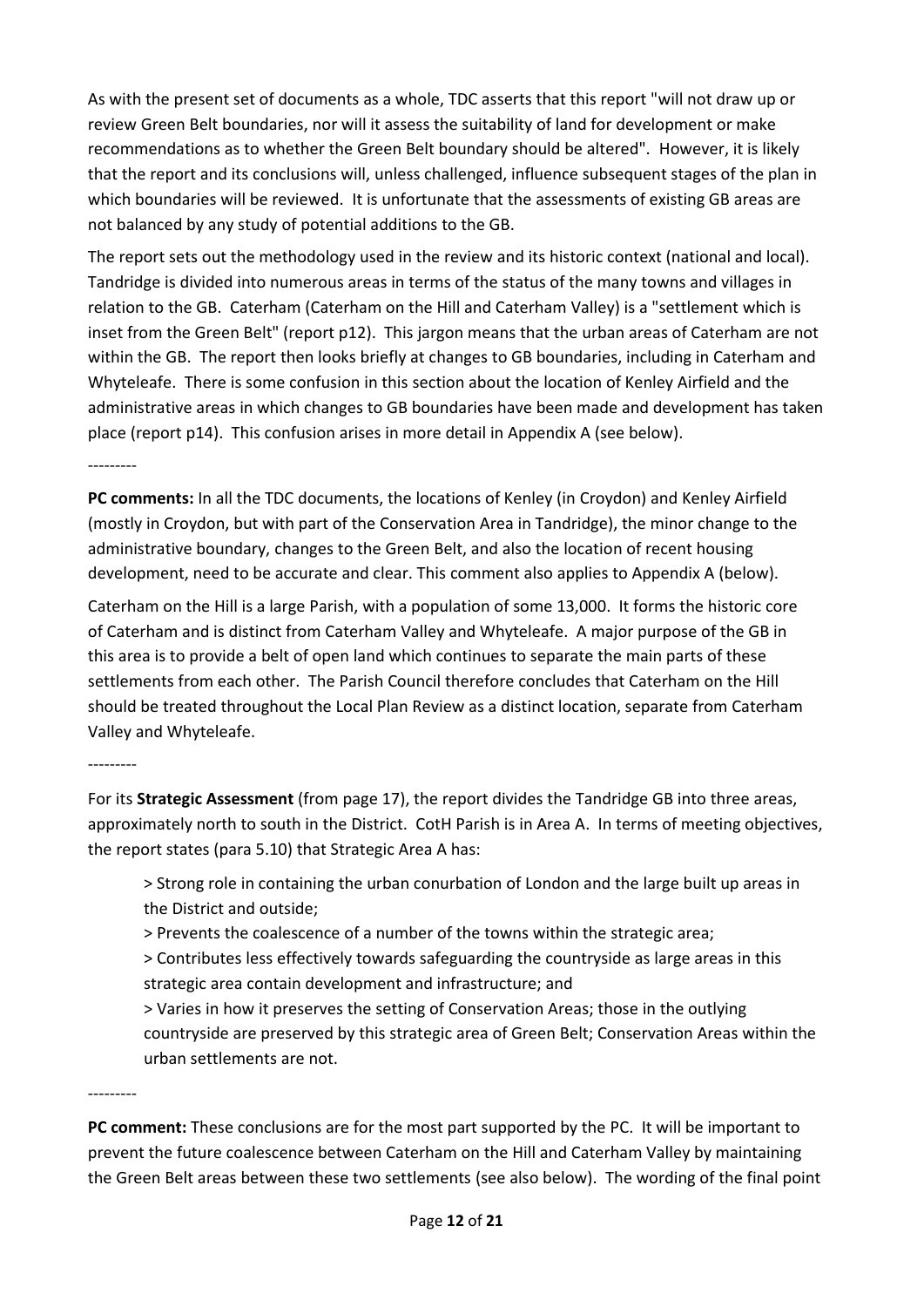As with the present set of documents as a whole, TDC asserts that this report "will not draw up or review Green Belt boundaries, nor will it assess the suitability of land for development or make recommendations as to whether the Green Belt boundary should be altered". However, it is likely that the report and its conclusions will, unless challenged, influence subsequent stages of the plan in which boundaries will be reviewed. It is unfortunate that the assessments of existing GB areas are not balanced by any study of potential additions to the GB.

The report sets out the methodology used in the review and its historic context (national and local). Tandridge is divided into numerous areas in terms of the status of the many towns and villages in relation to the GB. Caterham (Caterham on the Hill and Caterham Valley) is a "settlement which is inset from the Green Belt" (report p12). This jargon means that the urban areas of Caterham are not within the GB. The report then looks briefly at changes to GB boundaries, including in Caterham and Whyteleafe. There is some confusion in this section about the location of Kenley Airfield and the administrative areas in which changes to GB boundaries have been made and development has taken place (report p14). This confusion arises in more detail in Appendix A (see below).

---------

**PC comments:** In all the TDC documents, the locations of Kenley (in Croydon) and Kenley Airfield (mostly in Croydon, but with part of the Conservation Area in Tandridge), the minor change to the administrative boundary, changes to the Green Belt, and also the location of recent housing development, need to be accurate and clear. This comment also applies to Appendix A (below).

Caterham on the Hill is a large Parish, with a population of some 13,000. It forms the historic core of Caterham and is distinct from Caterham Valley and Whyteleafe. A major purpose of the GB in this area is to provide a belt of open land which continues to separate the main parts of these settlements from each other. The Parish Council therefore concludes that Caterham on the Hill should be treated throughout the Local Plan Review as a distinct location, separate from Caterham Valley and Whyteleafe.

---------

For its **Strategic Assessment** (from page 17), the report divides the Tandridge GB into three areas, approximately north to south in the District. CotH Parish is in Area A. In terms of meeting objectives, the report states (para 5.10) that Strategic Area A has:

> Strong role in containing the urban conurbation of London and the large built up areas in the District and outside;
>
> Prevents the coalescence of a number of the towns within the strategic area;
>
> Contributes less effectively towards safeguarding the countryside as large areas in this strategic area contain development and infrastructure; and
>
> Varies in how it preserves the setting of Conservation Areas; those in the outlying countryside are preserved by this strategic area of Green Belt; Conservation Areas within the urban settlements are not.

---------

**PC comment:** These conclusions are for the most part supported by the PC. It will be important to prevent the future coalescence between Caterham on the Hill and Caterham Valley by maintaining the Green Belt areas between these two settlements (see also below). The wording of the final point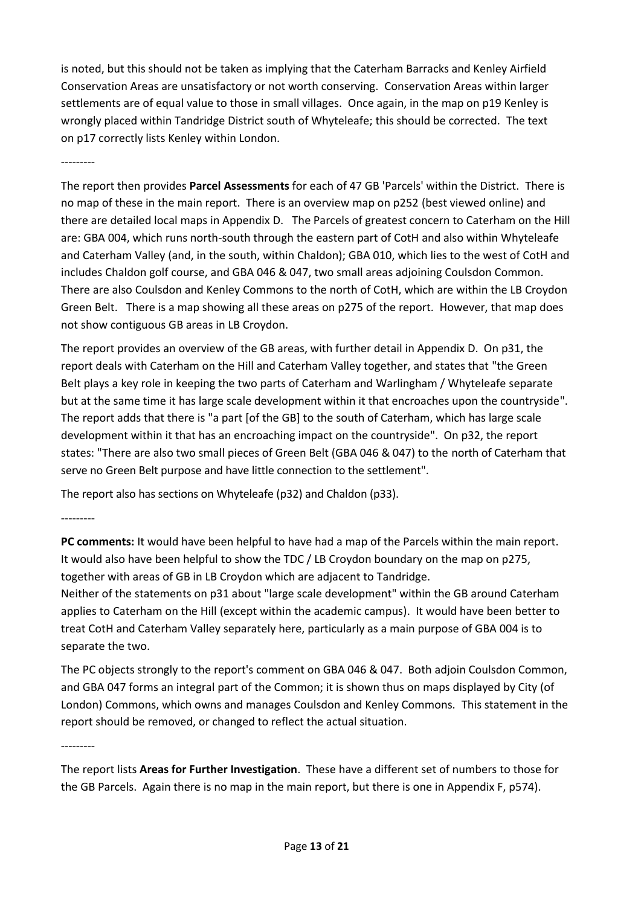is noted, but this should not be taken as implying that the Caterham Barracks and Kenley Airfield Conservation Areas are unsatisfactory or not worth conserving. Conservation Areas within larger settlements are of equal value to those in small villages. Once again, in the map on p19 Kenley is wrongly placed within Tandridge District south of Whyteleafe; this should be corrected. The text on p17 correctly lists Kenley within London.

---------

The report then provides **Parcel Assessments** for each of 47 GB 'Parcels' within the District. There is no map of these in the main report. There is an overview map on p252 (best viewed online) and there are detailed local maps in Appendix D. The Parcels of greatest concern to Caterham on the Hill are: GBA 004, which runs north-south through the eastern part of CotH and also within Whyteleafe and Caterham Valley (and, in the south, within Chaldon); GBA 010, which lies to the west of CotH and includes Chaldon golf course, and GBA 046 & 047, two small areas adjoining Coulsdon Common. There are also Coulsdon and Kenley Commons to the north of CotH, which are within the LB Croydon Green Belt. There is a map showing all these areas on p275 of the report. However, that map does not show contiguous GB areas in LB Croydon.

The report provides an overview of the GB areas, with further detail in Appendix D. On p31, the report deals with Caterham on the Hill and Caterham Valley together, and states that "the Green Belt plays a key role in keeping the two parts of Caterham and Warlingham / Whyteleafe separate but at the same time it has large scale development within it that encroaches upon the countryside". The report adds that there is "a part [of the GB] to the south of Caterham, which has large scale development within it that has an encroaching impact on the countryside". On p32, the report states: "There are also two small pieces of Green Belt (GBA 046 & 047) to the north of Caterham that serve no Green Belt purpose and have little connection to the settlement".

The report also has sections on Whyteleafe (p32) and Chaldon (p33).

---------

**PC comments:** It would have been helpful to have had a map of the Parcels within the main report. It would also have been helpful to show the TDC / LB Croydon boundary on the map on p275, together with areas of GB in LB Croydon which are adjacent to Tandridge.

Neither of the statements on p31 about "large scale development" within the GB around Caterham applies to Caterham on the Hill (except within the academic campus). It would have been better to treat CotH and Caterham Valley separately here, particularly as a main purpose of GBA 004 is to separate the two.

The PC objects strongly to the report's comment on GBA 046 & 047. Both adjoin Coulsdon Common, and GBA 047 forms an integral part of the Common; it is shown thus on maps displayed by City (of London) Commons, which owns and manages Coulsdon and Kenley Commons. This statement in the report should be removed, or changed to reflect the actual situation.

---------

The report lists **Areas for Further Investigation**. These have a different set of numbers to those for the GB Parcels. Again there is no map in the main report, but there is one in Appendix F, p574).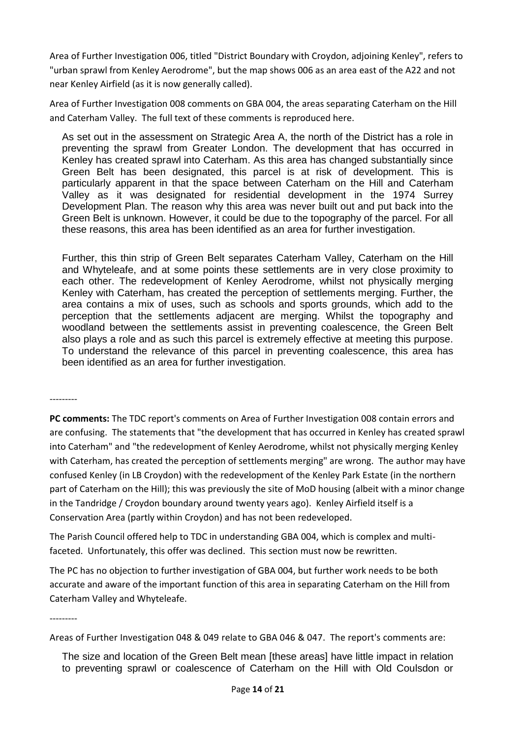Area of Further Investigation 006, titled "District Boundary with Croydon, adjoining Kenley", refers to "urban sprawl from Kenley Aerodrome", but the map shows 006 as an area east of the A22 and not near Kenley Airfield (as it is now generally called).

Area of Further Investigation 008 comments on GBA 004, the areas separating Caterham on the Hill and Caterham Valley. The full text of these comments is reproduced here.

> As set out in the assessment on Strategic Area A, the north of the District has a role in preventing the sprawl from Greater London. The development that has occurred in Kenley has created sprawl into Caterham. As this area has changed substantially since Green Belt has been designated, this parcel is at risk of development. This is particularly apparent in that the space between Caterham on the Hill and Caterham Valley as it was designated for residential development in the 1974 Surrey Development Plan. The reason why this area was never built out and put back into the Green Belt is unknown. However, it could be due to the topography of the parcel. For all these reasons, this area has been identified as an area for further investigation.
>
> Further, this thin strip of Green Belt separates Caterham Valley, Caterham on the Hill and Whyteleafe, and at some points these settlements are in very close proximity to each other. The redevelopment of Kenley Aerodrome, whilst not physically merging Kenley with Caterham, has created the perception of settlements merging. Further, the area contains a mix of uses, such as schools and sports grounds, which add to the perception that the settlements adjacent are merging. Whilst the topography and woodland between the settlements assist in preventing coalescence, the Green Belt also plays a role and as such this parcel is extremely effective at meeting this purpose. To understand the relevance of this parcel in preventing coalescence, this area has been identified as an area for further investigation.

---------

**PC comments:** The TDC report's comments on Area of Further Investigation 008 contain errors and are confusing. The statements that "the development that has occurred in Kenley has created sprawl into Caterham" and "the redevelopment of Kenley Aerodrome, whilst not physically merging Kenley with Caterham, has created the perception of settlements merging" are wrong. The author may have confused Kenley (in LB Croydon) with the redevelopment of the Kenley Park Estate (in the northern part of Caterham on the Hill); this was previously the site of MoD housing (albeit with a minor change in the Tandridge / Croydon boundary around twenty years ago). Kenley Airfield itself is a Conservation Area (partly within Croydon) and has not been redeveloped.

The Parish Council offered help to TDC in understanding GBA 004, which is complex and multi-faceted. Unfortunately, this offer was declined. This section must now be rewritten.

The PC has no objection to further investigation of GBA 004, but further work needs to be both accurate and aware of the important function of this area in separating Caterham on the Hill from Caterham Valley and Whyteleafe.

---------

Areas of Further Investigation 048 & 049 relate to GBA 046 & 047. The report's comments are:

> The size and location of the Green Belt mean [these areas] have little impact in relation to preventing sprawl or coalescence of Caterham on the Hill with Old Coulsdon or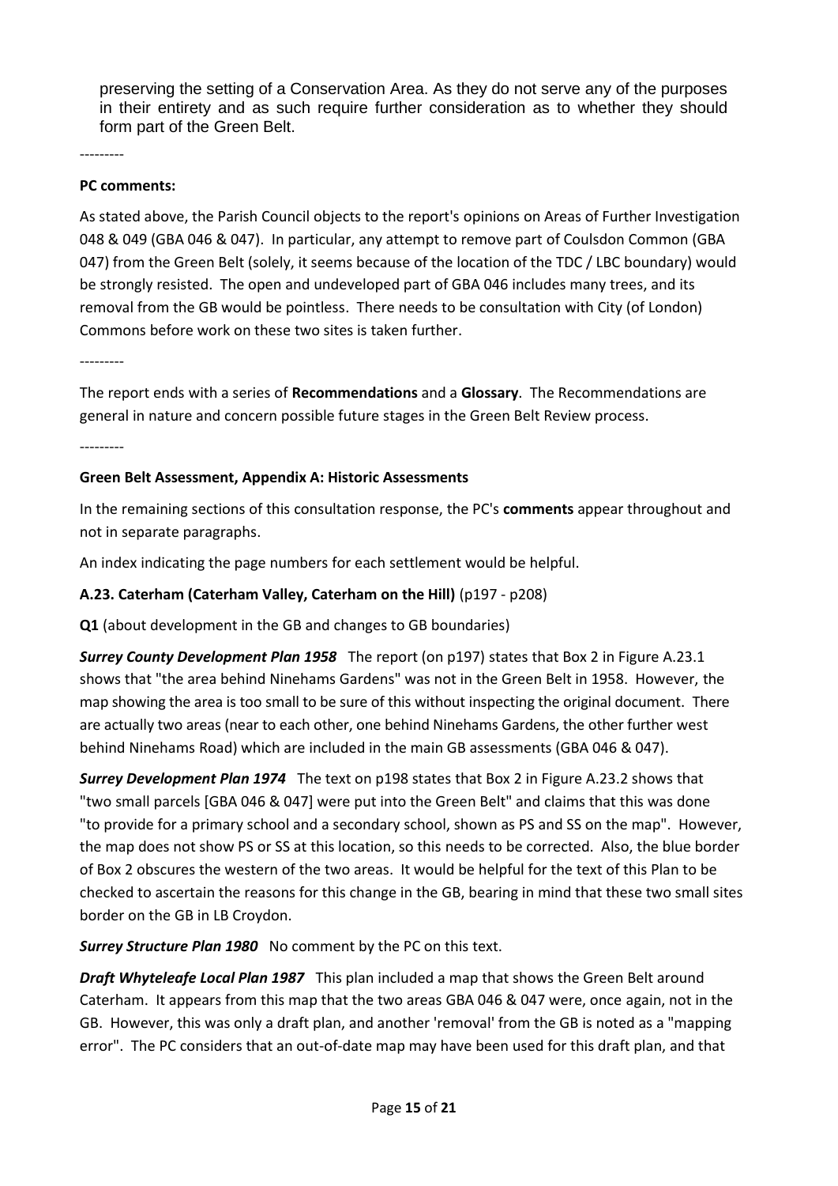preserving the setting of a Conservation Area. As they do not serve any of the purposes in their entirety and as such require further consideration as to whether they should form part of the Green Belt.

---------

**PC comments:**

As stated above, the Parish Council objects to the report's opinions on Areas of Further Investigation 048 & 049 (GBA 046 & 047). In particular, any attempt to remove part of Coulsdon Common (GBA 047) from the Green Belt (solely, it seems because of the location of the TDC / LBC boundary) would be strongly resisted. The open and undeveloped part of GBA 046 includes many trees, and its removal from the GB would be pointless. There needs to be consultation with City (of London) Commons before work on these two sites is taken further.

---------

The report ends with a series of **Recommendations** and a **Glossary**. The Recommendations are general in nature and concern possible future stages in the Green Belt Review process.

---------

**Green Belt Assessment, Appendix A: Historic Assessments**

In the remaining sections of this consultation response, the PC's **comments** appear throughout and not in separate paragraphs.

An index indicating the page numbers for each settlement would be helpful.

**A.23. Caterham (Caterham Valley, Caterham on the Hill)** (p197 - p208)

**Q1** (about development in the GB and changes to GB boundaries)

***Surrey County Development Plan 1958*** The report (on p197) states that Box 2 in Figure A.23.1 shows that "the area behind Ninehams Gardens" was not in the Green Belt in 1958. However, the map showing the area is too small to be sure of this without inspecting the original document. There are actually two areas (near to each other, one behind Ninehams Gardens, the other further west behind Ninehams Road) which are included in the main GB assessments (GBA 046 & 047).

***Surrey Development Plan 1974*** The text on p198 states that Box 2 in Figure A.23.2 shows that "two small parcels [GBA 046 & 047] were put into the Green Belt" and claims that this was done "to provide for a primary school and a secondary school, shown as PS and SS on the map". However, the map does not show PS or SS at this location, so this needs to be corrected. Also, the blue border of Box 2 obscures the western of the two areas. It would be helpful for the text of this Plan to be checked to ascertain the reasons for this change in the GB, bearing in mind that these two small sites border on the GB in LB Croydon.

***Surrey Structure Plan 1980*** No comment by the PC on this text.

***Draft Whyteleafe Local Plan 1987*** This plan included a map that shows the Green Belt around Caterham. It appears from this map that the two areas GBA 046 & 047 were, once again, not in the GB. However, this was only a draft plan, and another 'removal' from the GB is noted as a "mapping error". The PC considers that an out-of-date map may have been used for this draft plan, and that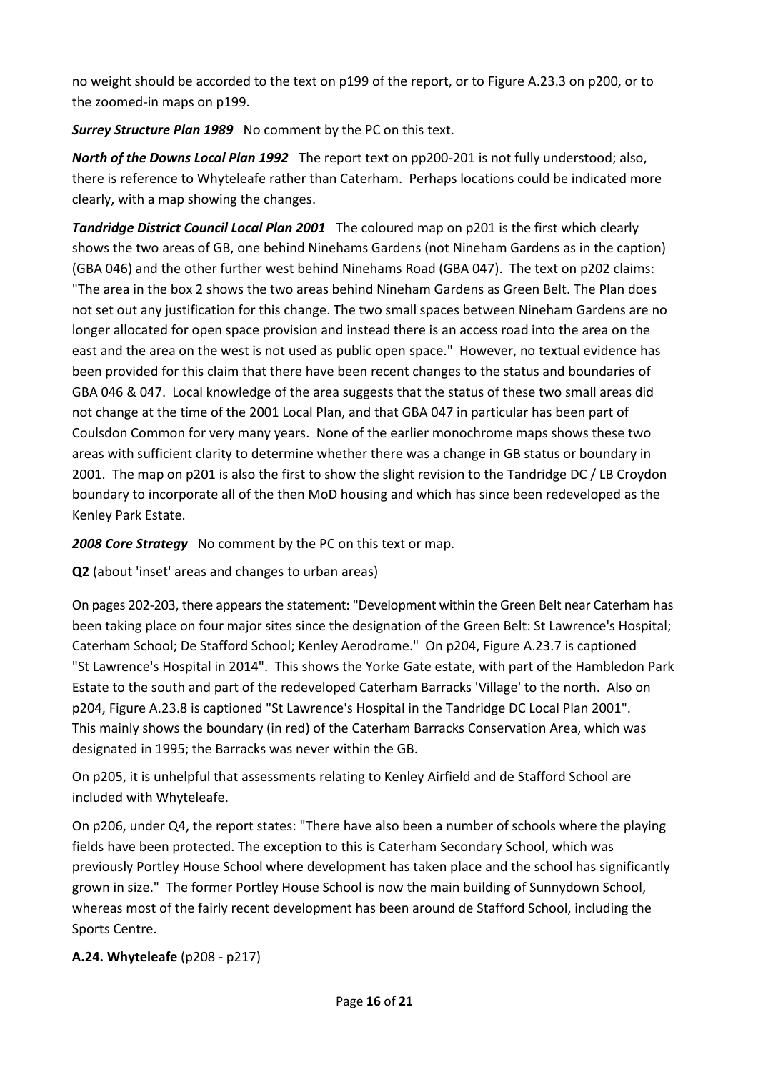no weight should be accorded to the text on p199 of the report, or to Figure A.23.3 on p200, or to the zoomed-in maps on p199.

***Surrey Structure Plan 1989*** No comment by the PC on this text.

***North of the Downs Local Plan 1992*** The report text on pp200-201 is not fully understood; also, there is reference to Whyteleafe rather than Caterham. Perhaps locations could be indicated more clearly, with a map showing the changes.

***Tandridge District Council Local Plan 2001*** The coloured map on p201 is the first which clearly shows the two areas of GB, one behind Ninehams Gardens (not Nineham Gardens as in the caption) (GBA 046) and the other further west behind Ninehams Road (GBA 047). The text on p202 claims: "The area in the box 2 shows the two areas behind Nineham Gardens as Green Belt. The Plan does not set out any justification for this change. The two small spaces between Nineham Gardens are no longer allocated for open space provision and instead there is an access road into the area on the east and the area on the west is not used as public open space." However, no textual evidence has been provided for this claim that there have been recent changes to the status and boundaries of GBA 046 & 047. Local knowledge of the area suggests that the status of these two small areas did not change at the time of the 2001 Local Plan, and that GBA 047 in particular has been part of Coulsdon Common for very many years. None of the earlier monochrome maps shows these two areas with sufficient clarity to determine whether there was a change in GB status or boundary in 2001. The map on p201 is also the first to show the slight revision to the Tandridge DC / LB Croydon boundary to incorporate all of the then MoD housing and which has since been redeveloped as the Kenley Park Estate.

***2008 Core Strategy*** No comment by the PC on this text or map.

**Q2** (about 'inset' areas and changes to urban areas)

On pages 202-203, there appears the statement: "Development within the Green Belt near Caterham has been taking place on four major sites since the designation of the Green Belt: St Lawrence's Hospital; Caterham School; De Stafford School; Kenley Aerodrome." On p204, Figure A.23.7 is captioned "St Lawrence's Hospital in 2014". This shows the Yorke Gate estate, with part of the Hambledon Park Estate to the south and part of the redeveloped Caterham Barracks 'Village' to the north. Also on p204, Figure A.23.8 is captioned "St Lawrence's Hospital in the Tandridge DC Local Plan 2001". This mainly shows the boundary (in red) of the Caterham Barracks Conservation Area, which was designated in 1995; the Barracks was never within the GB.

On p205, it is unhelpful that assessments relating to Kenley Airfield and de Stafford School are included with Whyteleafe.

On p206, under Q4, the report states: "There have also been a number of schools where the playing fields have been protected. The exception to this is Caterham Secondary School, which was previously Portley House School where development has taken place and the school has significantly grown in size." The former Portley House School is now the main building of Sunnydown School, whereas most of the fairly recent development has been around de Stafford School, including the Sports Centre.

**A.24. Whyteleafe** (p208 - p217)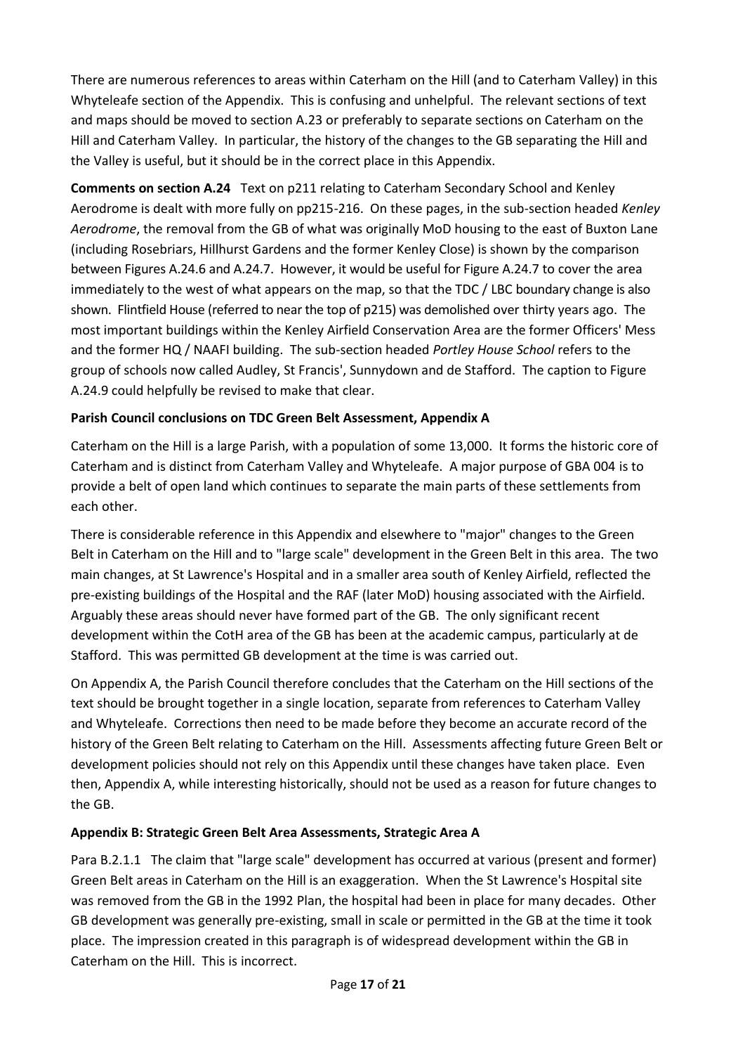There are numerous references to areas within Caterham on the Hill (and to Caterham Valley) in this Whyteleafe section of the Appendix. This is confusing and unhelpful. The relevant sections of text and maps should be moved to section A.23 or preferably to separate sections on Caterham on the Hill and Caterham Valley. In particular, the history of the changes to the GB separating the Hill and the Valley is useful, but it should be in the correct place in this Appendix.

**Comments on section A.24** Text on p211 relating to Caterham Secondary School and Kenley Aerodrome is dealt with more fully on pp215-216. On these pages, in the sub-section headed *Kenley Aerodrome*, the removal from the GB of what was originally MoD housing to the east of Buxton Lane (including Rosebriars, Hillhurst Gardens and the former Kenley Close) is shown by the comparison between Figures A.24.6 and A.24.7. However, it would be useful for Figure A.24.7 to cover the area immediately to the west of what appears on the map, so that the TDC / LBC boundary change is also shown. Flintfield House (referred to near the top of p215) was demolished over thirty years ago. The most important buildings within the Kenley Airfield Conservation Area are the former Officers' Mess and the former HQ / NAAFI building. The sub-section headed *Portley House School* refers to the group of schools now called Audley, St Francis', Sunnydown and de Stafford. The caption to Figure A.24.9 could helpfully be revised to make that clear.

**Parish Council conclusions on TDC Green Belt Assessment, Appendix A**

Caterham on the Hill is a large Parish, with a population of some 13,000. It forms the historic core of Caterham and is distinct from Caterham Valley and Whyteleafe. A major purpose of GBA 004 is to provide a belt of open land which continues to separate the main parts of these settlements from each other.

There is considerable reference in this Appendix and elsewhere to "major" changes to the Green Belt in Caterham on the Hill and to "large scale" development in the Green Belt in this area. The two main changes, at St Lawrence's Hospital and in a smaller area south of Kenley Airfield, reflected the pre-existing buildings of the Hospital and the RAF (later MoD) housing associated with the Airfield. Arguably these areas should never have formed part of the GB. The only significant recent development within the CotH area of the GB has been at the academic campus, particularly at de Stafford. This was permitted GB development at the time is was carried out.

On Appendix A, the Parish Council therefore concludes that the Caterham on the Hill sections of the text should be brought together in a single location, separate from references to Caterham Valley and Whyteleafe. Corrections then need to be made before they become an accurate record of the history of the Green Belt relating to Caterham on the Hill. Assessments affecting future Green Belt or development policies should not rely on this Appendix until these changes have taken place. Even then, Appendix A, while interesting historically, should not be used as a reason for future changes to the GB.

**Appendix B: Strategic Green Belt Area Assessments, Strategic Area A**

Para B.2.1.1 The claim that "large scale" development has occurred at various (present and former) Green Belt areas in Caterham on the Hill is an exaggeration. When the St Lawrence's Hospital site was removed from the GB in the 1992 Plan, the hospital had been in place for many decades. Other GB development was generally pre-existing, small in scale or permitted in the GB at the time it took place. The impression created in this paragraph is of widespread development within the GB in Caterham on the Hill. This is incorrect.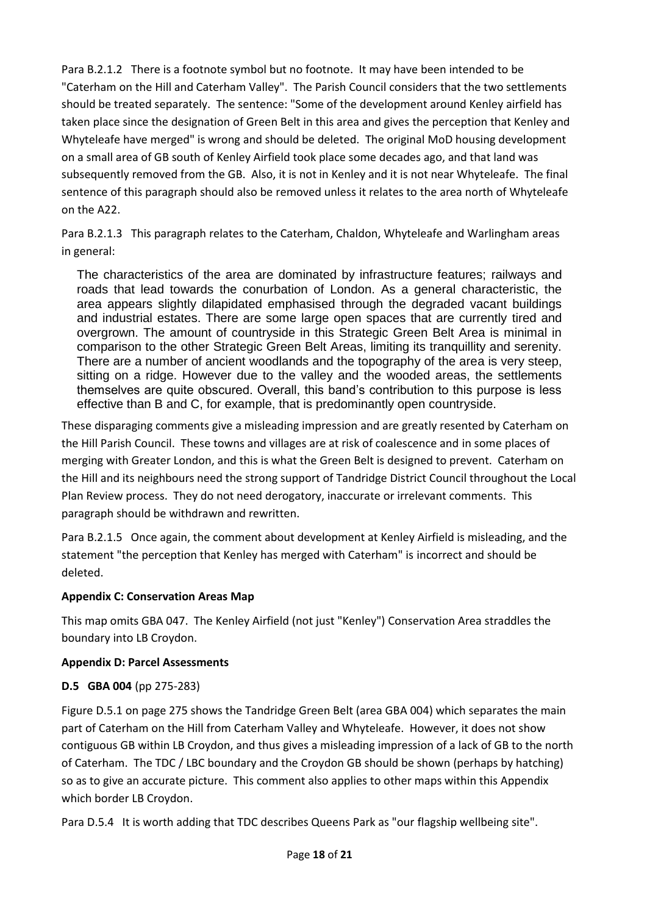Para B.2.1.2 There is a footnote symbol but no footnote. It may have been intended to be "Caterham on the Hill and Caterham Valley". The Parish Council considers that the two settlements should be treated separately. The sentence: "Some of the development around Kenley airfield has taken place since the designation of Green Belt in this area and gives the perception that Kenley and Whyteleafe have merged" is wrong and should be deleted. The original MoD housing development on a small area of GB south of Kenley Airfield took place some decades ago, and that land was subsequently removed from the GB. Also, it is not in Kenley and it is not near Whyteleafe. The final sentence of this paragraph should also be removed unless it relates to the area north of Whyteleafe on the A22.

Para B.2.1.3 This paragraph relates to the Caterham, Chaldon, Whyteleafe and Warlingham areas in general:

> The characteristics of the area are dominated by infrastructure features; railways and roads that lead towards the conurbation of London. As a general characteristic, the area appears slightly dilapidated emphasised through the degraded vacant buildings and industrial estates. There are some large open spaces that are currently tired and overgrown. The amount of countryside in this Strategic Green Belt Area is minimal in comparison to the other Strategic Green Belt Areas, limiting its tranquillity and serenity. There are a number of ancient woodlands and the topography of the area is very steep, sitting on a ridge. However due to the valley and the wooded areas, the settlements themselves are quite obscured. Overall, this band's contribution to this purpose is less effective than B and C, for example, that is predominantly open countryside.

These disparaging comments give a misleading impression and are greatly resented by Caterham on the Hill Parish Council. These towns and villages are at risk of coalescence and in some places of merging with Greater London, and this is what the Green Belt is designed to prevent. Caterham on the Hill and its neighbours need the strong support of Tandridge District Council throughout the Local Plan Review process. They do not need derogatory, inaccurate or irrelevant comments. This paragraph should be withdrawn and rewritten.

Para B.2.1.5 Once again, the comment about development at Kenley Airfield is misleading, and the statement "the perception that Kenley has merged with Caterham" is incorrect and should be deleted.

**Appendix C: Conservation Areas Map**

This map omits GBA 047. The Kenley Airfield (not just "Kenley") Conservation Area straddles the boundary into LB Croydon.

**Appendix D: Parcel Assessments**

**D.5 GBA 004** (pp 275-283)

Figure D.5.1 on page 275 shows the Tandridge Green Belt (area GBA 004) which separates the main part of Caterham on the Hill from Caterham Valley and Whyteleafe. However, it does not show contiguous GB within LB Croydon, and thus gives a misleading impression of a lack of GB to the north of Caterham. The TDC / LBC boundary and the Croydon GB should be shown (perhaps by hatching) so as to give an accurate picture. This comment also applies to other maps within this Appendix which border LB Croydon.

Para D.5.4 It is worth adding that TDC describes Queens Park as "our flagship wellbeing site".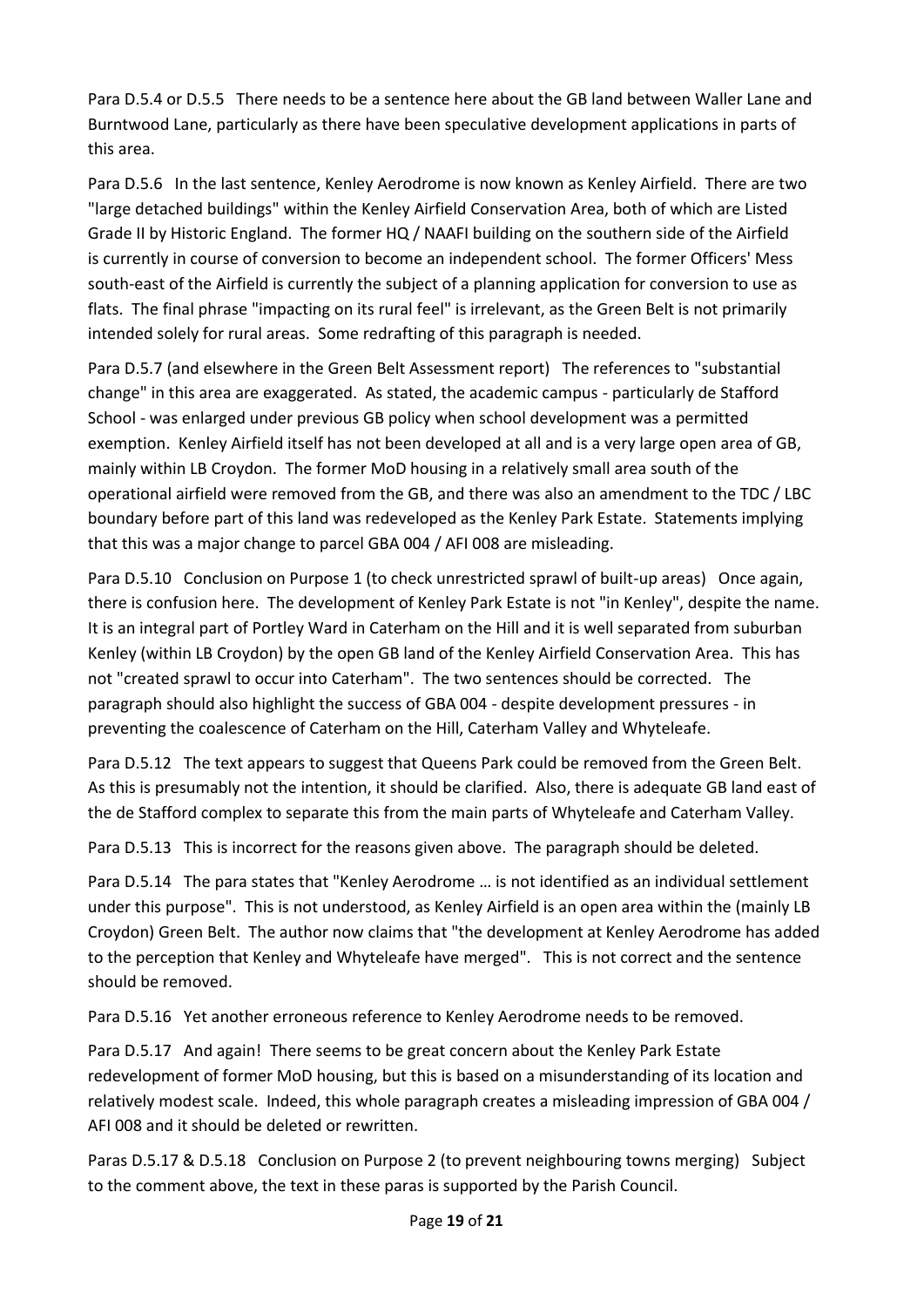Para D.5.4 or D.5.5 There needs to be a sentence here about the GB land between Waller Lane and Burntwood Lane, particularly as there have been speculative development applications in parts of this area.

Para D.5.6 In the last sentence, Kenley Aerodrome is now known as Kenley Airfield. There are two "large detached buildings" within the Kenley Airfield Conservation Area, both of which are Listed Grade II by Historic England. The former HQ / NAAFI building on the southern side of the Airfield is currently in course of conversion to become an independent school. The former Officers' Mess south-east of the Airfield is currently the subject of a planning application for conversion to use as flats. The final phrase "impacting on its rural feel" is irrelevant, as the Green Belt is not primarily intended solely for rural areas. Some redrafting of this paragraph is needed.

Para D.5.7 (and elsewhere in the Green Belt Assessment report) The references to "substantial change" in this area are exaggerated. As stated, the academic campus - particularly de Stafford School - was enlarged under previous GB policy when school development was a permitted exemption. Kenley Airfield itself has not been developed at all and is a very large open area of GB, mainly within LB Croydon. The former MoD housing in a relatively small area south of the operational airfield were removed from the GB, and there was also an amendment to the TDC / LBC boundary before part of this land was redeveloped as the Kenley Park Estate. Statements implying that this was a major change to parcel GBA 004 / AFI 008 are misleading.

Para D.5.10 Conclusion on Purpose 1 (to check unrestricted sprawl of built-up areas) Once again, there is confusion here. The development of Kenley Park Estate is not "in Kenley", despite the name. It is an integral part of Portley Ward in Caterham on the Hill and it is well separated from suburban Kenley (within LB Croydon) by the open GB land of the Kenley Airfield Conservation Area. This has not "created sprawl to occur into Caterham". The two sentences should be corrected. The paragraph should also highlight the success of GBA 004 - despite development pressures - in preventing the coalescence of Caterham on the Hill, Caterham Valley and Whyteleafe.

Para D.5.12 The text appears to suggest that Queens Park could be removed from the Green Belt. As this is presumably not the intention, it should be clarified. Also, there is adequate GB land east of the de Stafford complex to separate this from the main parts of Whyteleafe and Caterham Valley.

Para D.5.13 This is incorrect for the reasons given above. The paragraph should be deleted.

Para D.5.14 The para states that "Kenley Aerodrome … is not identified as an individual settlement under this purpose". This is not understood, as Kenley Airfield is an open area within the (mainly LB Croydon) Green Belt. The author now claims that "the development at Kenley Aerodrome has added to the perception that Kenley and Whyteleafe have merged". This is not correct and the sentence should be removed.

Para D.5.16 Yet another erroneous reference to Kenley Aerodrome needs to be removed.

Para D.5.17 And again! There seems to be great concern about the Kenley Park Estate redevelopment of former MoD housing, but this is based on a misunderstanding of its location and relatively modest scale. Indeed, this whole paragraph creates a misleading impression of GBA 004 / AFI 008 and it should be deleted or rewritten.

Paras D.5.17 & D.5.18 Conclusion on Purpose 2 (to prevent neighbouring towns merging) Subject to the comment above, the text in these paras is supported by the Parish Council.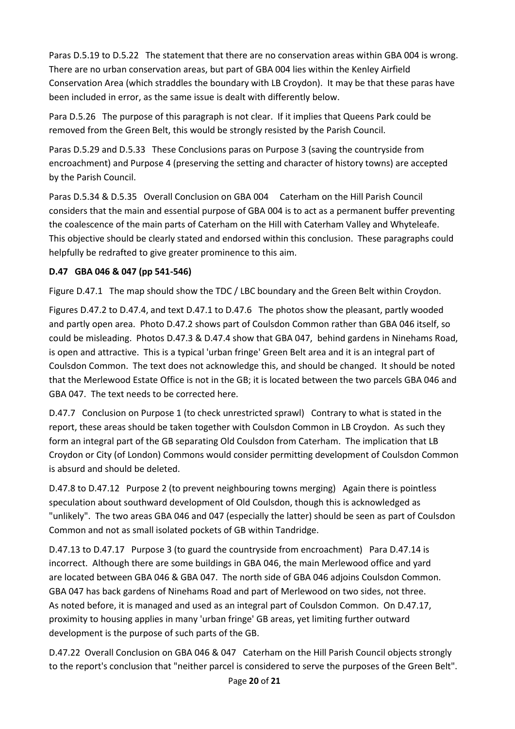Paras D.5.19 to D.5.22 The statement that there are no conservation areas within GBA 004 is wrong. There are no urban conservation areas, but part of GBA 004 lies within the Kenley Airfield Conservation Area (which straddles the boundary with LB Croydon). It may be that these paras have been included in error, as the same issue is dealt with differently below.

Para D.5.26 The purpose of this paragraph is not clear. If it implies that Queens Park could be removed from the Green Belt, this would be strongly resisted by the Parish Council.

Paras D.5.29 and D.5.33 These Conclusions paras on Purpose 3 (saving the countryside from encroachment) and Purpose 4 (preserving the setting and character of history towns) are accepted by the Parish Council.

Paras D.5.34 & D.5.35 Overall Conclusion on GBA 004 Caterham on the Hill Parish Council considers that the main and essential purpose of GBA 004 is to act as a permanent buffer preventing the coalescence of the main parts of Caterham on the Hill with Caterham Valley and Whyteleafe. This objective should be clearly stated and endorsed within this conclusion. These paragraphs could helpfully be redrafted to give greater prominence to this aim.

**D.47 GBA 046 & 047 (pp 541-546)**

Figure D.47.1 The map should show the TDC / LBC boundary and the Green Belt within Croydon.

Figures D.47.2 to D.47.4, and text D.47.1 to D.47.6 The photos show the pleasant, partly wooded and partly open area. Photo D.47.2 shows part of Coulsdon Common rather than GBA 046 itself, so could be misleading. Photos D.47.3 & D.47.4 show that GBA 047, behind gardens in Ninehams Road, is open and attractive. This is a typical 'urban fringe' Green Belt area and it is an integral part of Coulsdon Common. The text does not acknowledge this, and should be changed. It should be noted that the Merlewood Estate Office is not in the GB; it is located between the two parcels GBA 046 and GBA 047. The text needs to be corrected here.

D.47.7 Conclusion on Purpose 1 (to check unrestricted sprawl) Contrary to what is stated in the report, these areas should be taken together with Coulsdon Common in LB Croydon. As such they form an integral part of the GB separating Old Coulsdon from Caterham. The implication that LB Croydon or City (of London) Commons would consider permitting development of Coulsdon Common is absurd and should be deleted.

D.47.8 to D.47.12 Purpose 2 (to prevent neighbouring towns merging) Again there is pointless speculation about southward development of Old Coulsdon, though this is acknowledged as "unlikely". The two areas GBA 046 and 047 (especially the latter) should be seen as part of Coulsdon Common and not as small isolated pockets of GB within Tandridge.

D.47.13 to D.47.17 Purpose 3 (to guard the countryside from encroachment) Para D.47.14 is incorrect. Although there are some buildings in GBA 046, the main Merlewood office and yard are located between GBA 046 & GBA 047. The north side of GBA 046 adjoins Coulsdon Common. GBA 047 has back gardens of Ninehams Road and part of Merlewood on two sides, not three. As noted before, it is managed and used as an integral part of Coulsdon Common. On D.47.17, proximity to housing applies in many 'urban fringe' GB areas, yet limiting further outward development is the purpose of such parts of the GB.

D.47.22 Overall Conclusion on GBA 046 & 047 Caterham on the Hill Parish Council objects strongly to the report's conclusion that "neither parcel is considered to serve the purposes of the Green Belt".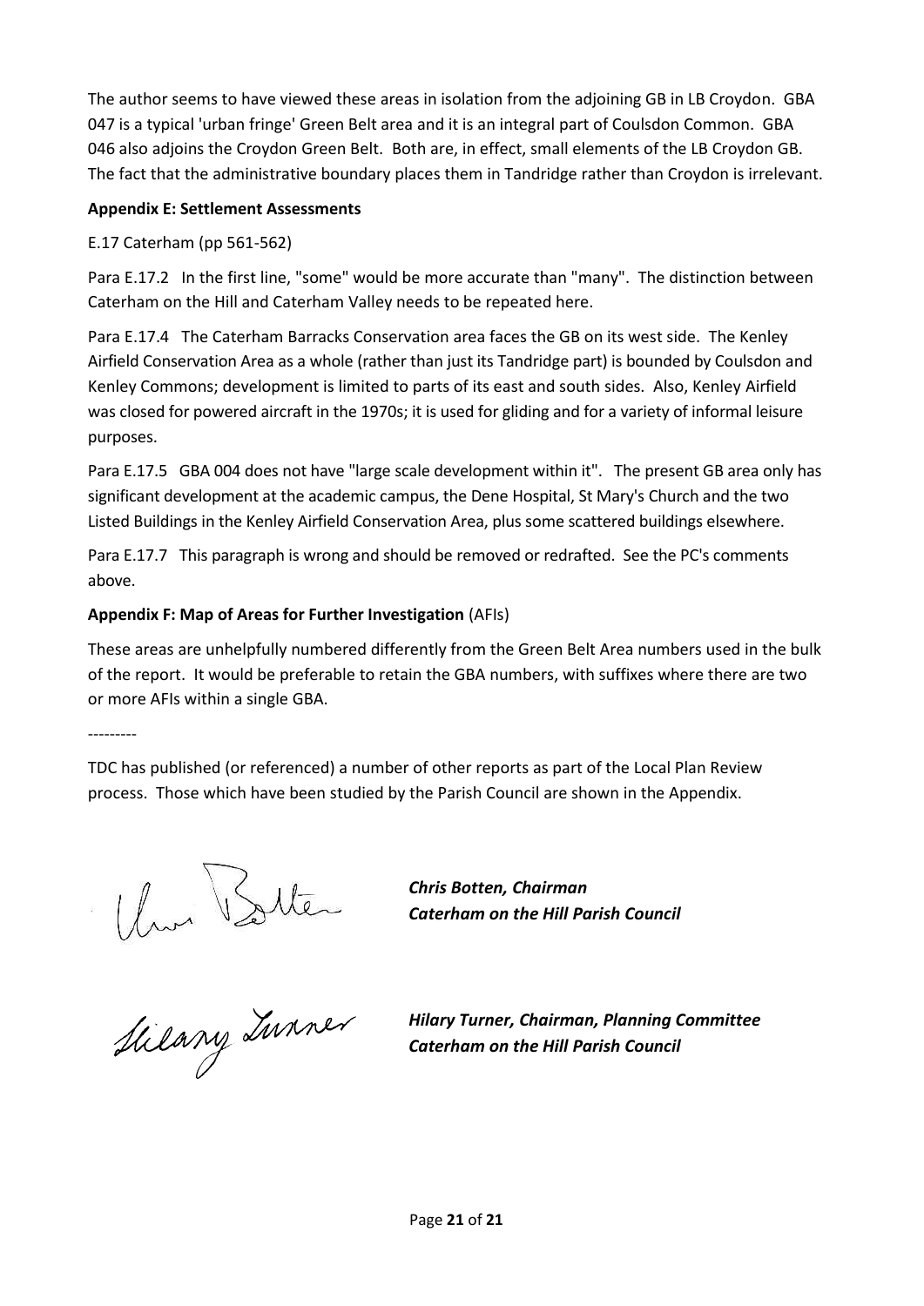The author seems to have viewed these areas in isolation from the adjoining GB in LB Croydon. GBA 047 is a typical 'urban fringe' Green Belt area and it is an integral part of Coulsdon Common. GBA 046 also adjoins the Croydon Green Belt. Both are, in effect, small elements of the LB Croydon GB. The fact that the administrative boundary places them in Tandridge rather than Croydon is irrelevant.

**Appendix E: Settlement Assessments**

E.17 Caterham (pp 561-562)

Para E.17.2 In the first line, "some" would be more accurate than "many". The distinction between Caterham on the Hill and Caterham Valley needs to be repeated here.

Para E.17.4 The Caterham Barracks Conservation area faces the GB on its west side. The Kenley Airfield Conservation Area as a whole (rather than just its Tandridge part) is bounded by Coulsdon and Kenley Commons; development is limited to parts of its east and south sides. Also, Kenley Airfield was closed for powered aircraft in the 1970s; it is used for gliding and for a variety of informal leisure purposes.

Para E.17.5 GBA 004 does not have "large scale development within it". The present GB area only has significant development at the academic campus, the Dene Hospital, St Mary's Church and the two Listed Buildings in the Kenley Airfield Conservation Area, plus some scattered buildings elsewhere.

Para E.17.7 This paragraph is wrong and should be removed or redrafted. See the PC's comments above.

**Appendix F: Map of Areas for Further Investigation** (AFIs)

These areas are unhelpfully numbered differently from the Green Belt Area numbers used in the bulk of the report. It would be preferable to retain the GBA numbers, with suffixes where there are two or more AFIs within a single GBA.

---------

TDC has published (or referenced) a number of other reports as part of the Local Plan Review process. Those which have been studied by the Parish Council are shown in the Appendix.

***Chris Botten, Chairman***
***Caterham on the Hill Parish Council***

***Hilary Turner, Chairman, Planning Committee***
***Caterham on the Hill Parish Council***